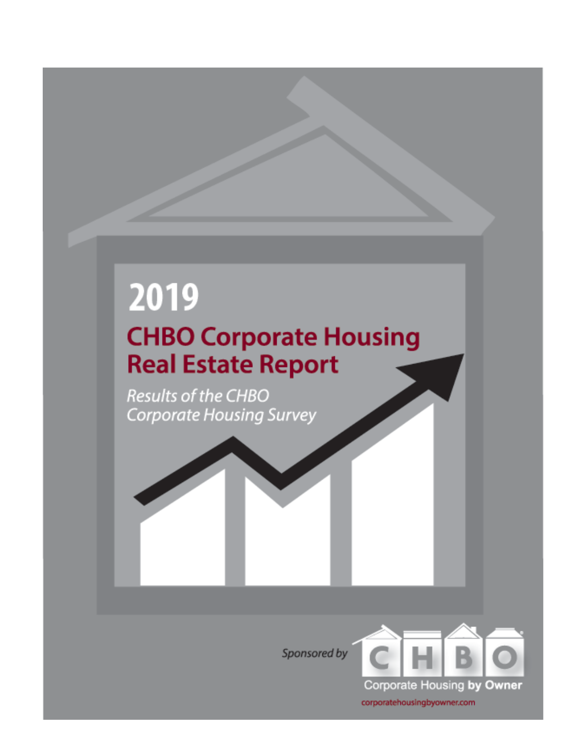# 2019

# CHBO Corporate Housing Real Estate Report

*Results of the CHBO Corporate Housing Survey*

*Sponsored by*

CHBO

Corporate Housing **by Owner**

corporatehousingbyowner.com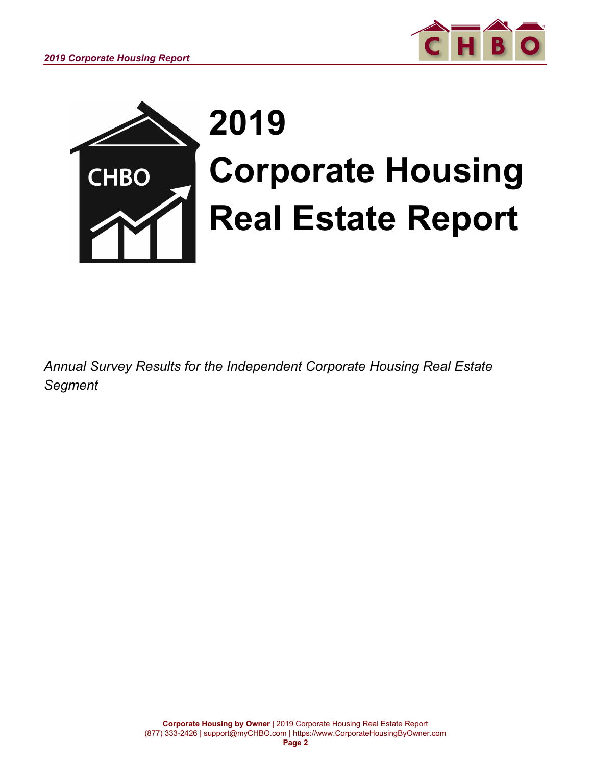# 2019 Corporate Housing Real Estate Report

*Annual Survey Results for the Independent Corporate Housing Real Estate Segment*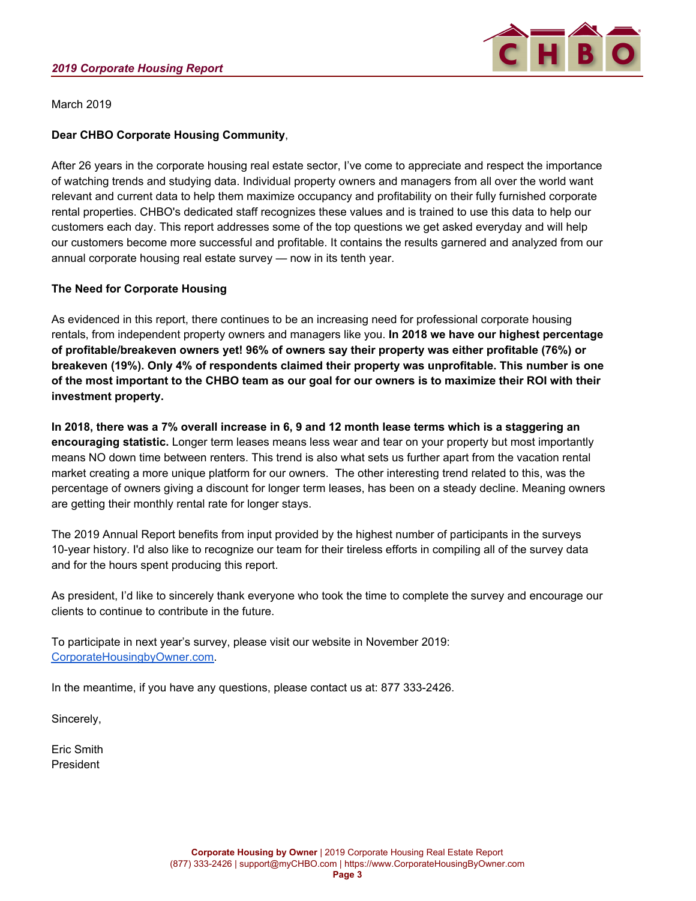March 2019

**Dear CHBO Corporate Housing Community**,

After 26 years in the corporate housing real estate sector, I've come to appreciate and respect the importance of watching trends and studying data. Individual property owners and managers from all over the world want relevant and current data to help them maximize occupancy and profitability on their fully furnished corporate rental properties. CHBO's dedicated staff recognizes these values and is trained to use this data to help our customers each day. This report addresses some of the top questions we get asked everyday and will help our customers become more successful and profitable. It contains the results garnered and analyzed from our annual corporate housing real estate survey — now in its tenth year.

**The Need for Corporate Housing**

As evidenced in this report, there continues to be an increasing need for professional corporate housing rentals, from independent property owners and managers like you. **In 2018 we have our highest percentage of profitable/breakeven owners yet! 96% of owners say their property was either profitable (76%) or breakeven (19%). Only 4% of respondents claimed their property was unprofitable. This number is one of the most important to the CHBO team as our goal for our owners is to maximize their ROI with their investment property.**

**In 2018, there was a 7% overall increase in 6, 9 and 12 month lease terms which is a staggering an encouraging statistic.** Longer term leases means less wear and tear on your property but most importantly means NO down time between renters. This trend is also what sets us further apart from the vacation rental market creating a more unique platform for our owners. The other interesting trend related to this, was the percentage of owners giving a discount for longer term leases, has been on a steady decline. Meaning owners are getting their monthly rental rate for longer stays.

The 2019 Annual Report benefits from input provided by the highest number of participants in the surveys 10-year history. I'd also like to recognize our team for their tireless efforts in compiling all of the survey data and for the hours spent producing this report.

As president, I'd like to sincerely thank everyone who took the time to complete the survey and encourage our clients to continue to contribute in the future.

To participate in next year's survey, please visit our website in November 2019: CorporateHousingbyOwner.com.

In the meantime, if you have any questions, please contact us at: 877 333-2426.

Sincerely,

Eric Smith
President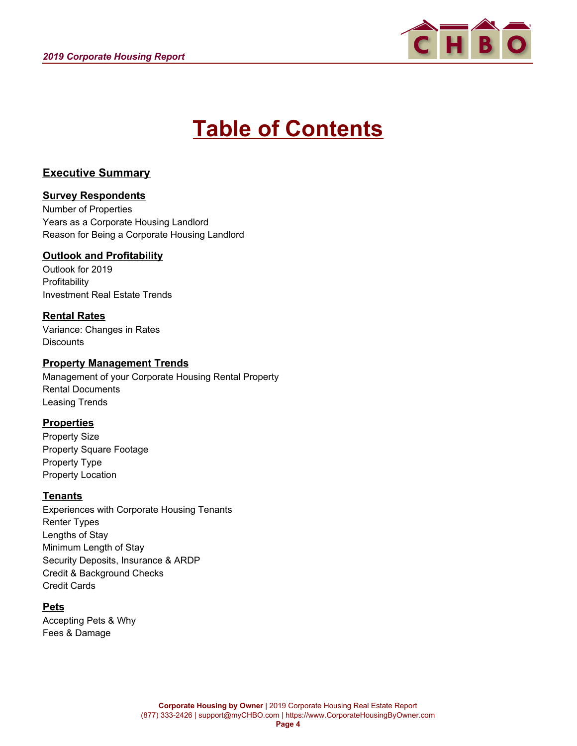# Table of Contents

## Executive Summary

## Survey Respondents

Number of Properties
Years as a Corporate Housing Landlord
Reason for Being a Corporate Housing Landlord

## Outlook and Profitability

Outlook for 2019
Profitability
Investment Real Estate Trends

## Rental Rates

Variance: Changes in Rates
Discounts

## Property Management Trends

Management of your Corporate Housing Rental Property
Rental Documents
Leasing Trends

## Properties

Property Size
Property Square Footage
Property Type
Property Location

## Tenants

Experiences with Corporate Housing Tenants
Renter Types
Lengths of Stay
Minimum Length of Stay
Security Deposits, Insurance & ARDP
Credit & Background Checks
Credit Cards

## Pets

Accepting Pets & Why
Fees & Damage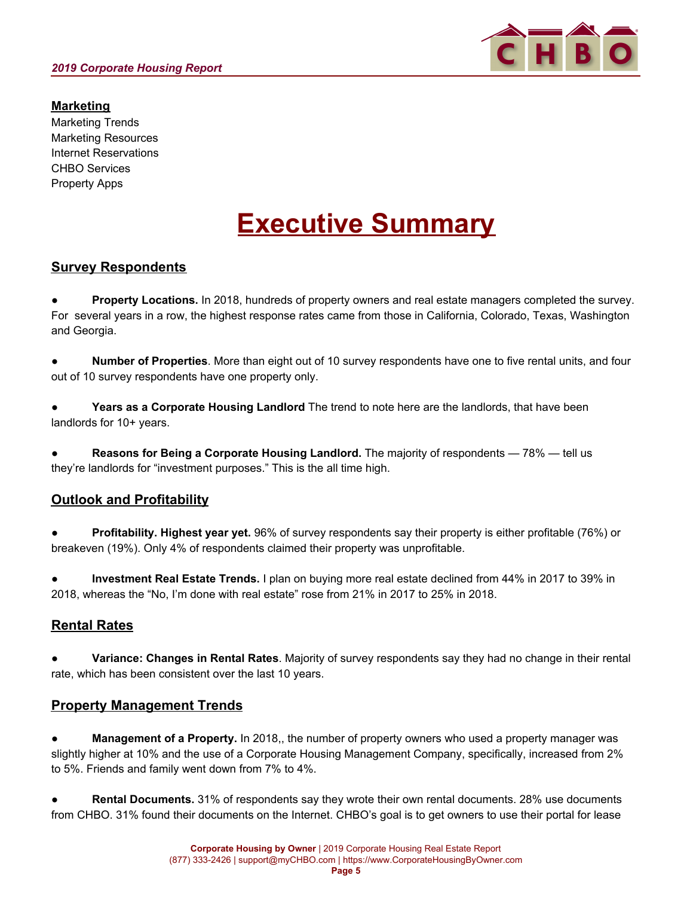**Marketing**

Marketing Trends
Marketing Resources
Internet Reservations
CHBO Services
Property Apps

# Executive Summary

## Survey Respondents

- **Property Locations.** In 2018, hundreds of property owners and real estate managers completed the survey. For several years in a row, the highest response rates came from those in California, Colorado, Texas, Washington and Georgia.

- **Number of Properties**. More than eight out of 10 survey respondents have one to five rental units, and four out of 10 survey respondents have one property only.

- **Years as a Corporate Housing Landlord** The trend to note here are the landlords, that have been landlords for 10+ years.

- **Reasons for Being a Corporate Housing Landlord.** The majority of respondents — 78% — tell us they're landlords for "investment purposes." This is the all time high.

## Outlook and Profitability

- **Profitability. Highest year yet.** 96% of survey respondents say their property is either profitable (76%) or breakeven (19%). Only 4% of respondents claimed their property was unprofitable.

- **Investment Real Estate Trends.** I plan on buying more real estate declined from 44% in 2017 to 39% in 2018, whereas the "No, I'm done with real estate" rose from 21% in 2017 to 25% in 2018.

## Rental Rates

- **Variance: Changes in Rental Rates**. Majority of survey respondents say they had no change in their rental rate, which has been consistent over the last 10 years.

## Property Management Trends

- **Management of a Property.** In 2018,, the number of property owners who used a property manager was slightly higher at 10% and the use of a Corporate Housing Management Company, specifically, increased from 2% to 5%. Friends and family went down from 7% to 4%.

- **Rental Documents.** 31% of respondents say they wrote their own rental documents. 28% use documents from CHBO. 31% found their documents on the Internet. CHBO's goal is to get owners to use their portal for lease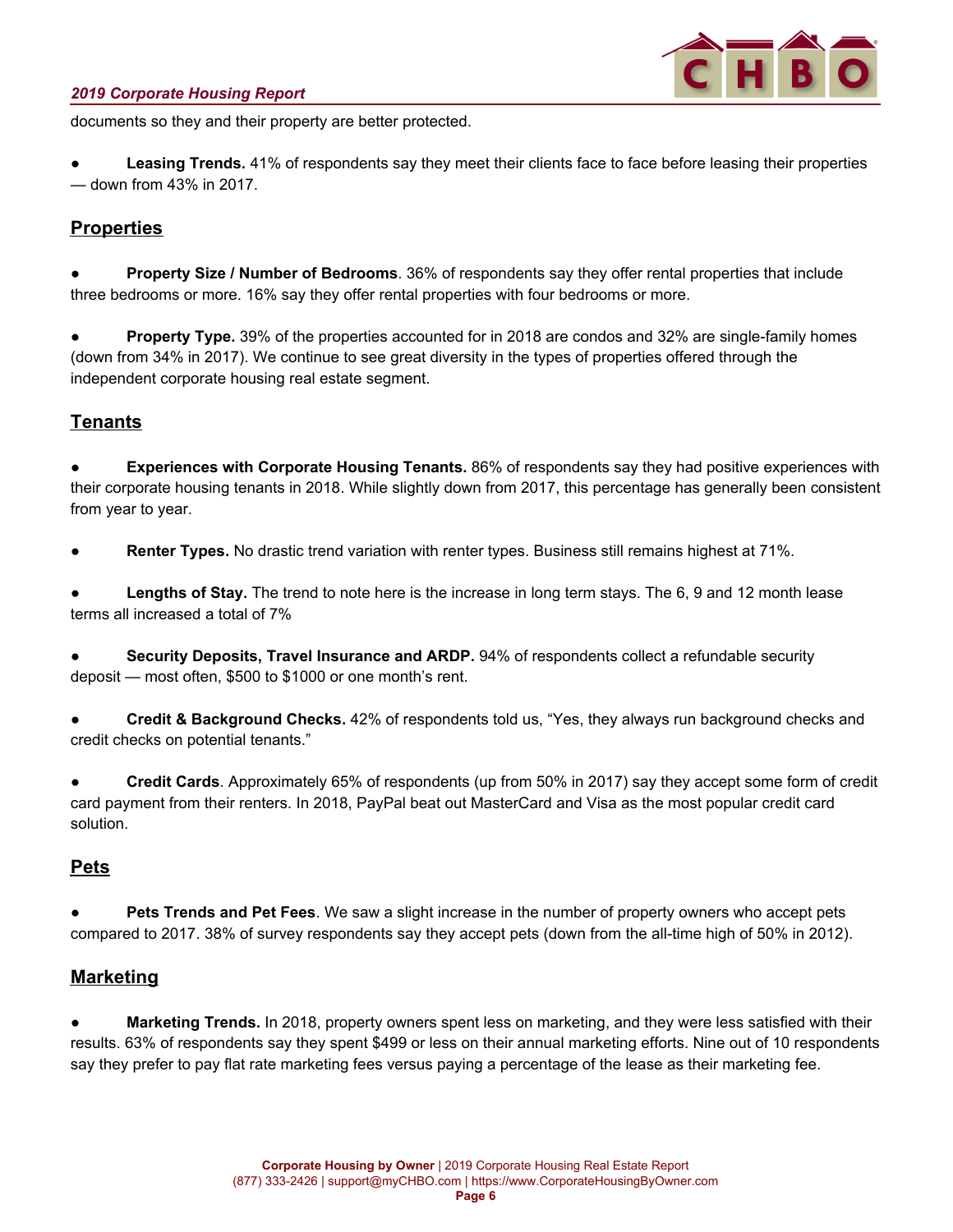documents so they and their property are better protected.

- **Leasing Trends.** 41% of respondents say they meet their clients face to face before leasing their properties — down from 43% in 2017.

## Properties

- **Property Size / Number of Bedrooms**. 36% of respondents say they offer rental properties that include three bedrooms or more. 16% say they offer rental properties with four bedrooms or more.

- **Property Type.** 39% of the properties accounted for in 2018 are condos and 32% are single-family homes (down from 34% in 2017). We continue to see great diversity in the types of properties offered through the independent corporate housing real estate segment.

## Tenants

- **Experiences with Corporate Housing Tenants.** 86% of respondents say they had positive experiences with their corporate housing tenants in 2018. While slightly down from 2017, this percentage has generally been consistent from year to year.

- **Renter Types.** No drastic trend variation with renter types. Business still remains highest at 71%.

- **Lengths of Stay.** The trend to note here is the increase in long term stays. The 6, 9 and 12 month lease terms all increased a total of 7%

- **Security Deposits, Travel Insurance and ARDP.** 94% of respondents collect a refundable security deposit — most often, $500 to $1000 or one month's rent.

- **Credit & Background Checks.** 42% of respondents told us, "Yes, they always run background checks and credit checks on potential tenants."

- **Credit Cards**. Approximately 65% of respondents (up from 50% in 2017) say they accept some form of credit card payment from their renters. In 2018, PayPal beat out MasterCard and Visa as the most popular credit card solution.

## Pets

- **Pets Trends and Pet Fees**. We saw a slight increase in the number of property owners who accept pets compared to 2017. 38% of survey respondents say they accept pets (down from the all-time high of 50% in 2012).

## Marketing

- **Marketing Trends.** In 2018, property owners spent less on marketing, and they were less satisfied with their results. 63% of respondents say they spent $499 or less on their annual marketing efforts. Nine out of 10 respondents say they prefer to pay flat rate marketing fees versus paying a percentage of the lease as their marketing fee.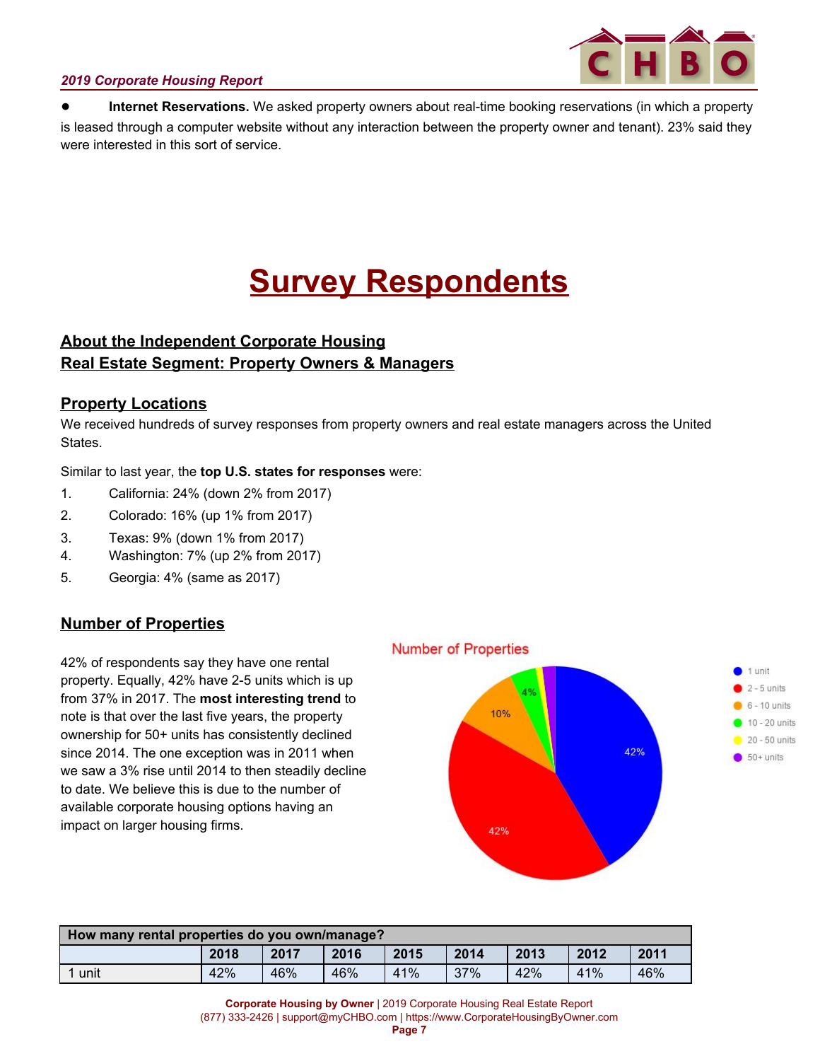- **Internet Reservations.** We asked property owners about real-time booking reservations (in which a property is leased through a computer website without any interaction between the property owner and tenant). 23% said they were interested in this sort of service.

# Survey Respondents

## About the Independent Corporate Housing Real Estate Segment: Property Owners & Managers

### Property Locations

We received hundreds of survey responses from property owners and real estate managers across the United States.

Similar to last year, the **top U.S. states for responses** were:

1. California: 24% (down 2% from 2017)
2. Colorado: 16% (up 1% from 2017)
3. Texas: 9% (down 1% from 2017)
4. Washington: 7% (up 2% from 2017)
5. Georgia: 4% (same as 2017)

### Number of Properties

42% of respondents say they have one rental property. Equally, 42% have 2-5 units which is up from 37% in 2017. The **most interesting trend** to note is that over the last five years, the property ownership for 50+ units has consistently declined since 2014. The one exception was in 2011 when we saw a 3% rise until 2014 to then steadily decline to date. We believe this is due to the number of available corporate housing options having an impact on larger housing firms.

Number of Properties

- 1 unit: 42%
- 2 - 5 units: 42%
- 6 - 10 units: 10%
- 10 - 20 units: 4%
- 20 - 50 units
- 50+ units

| How many rental properties do you own/manage? | | | | | | | | |
|---|---|---|---|---|---|---|---|---|
| | 2018 | 2017 | 2016 | 2015 | 2014 | 2013 | 2012 | 2011 |
| 1 unit | 42% | 46% | 46% | 41% | 37% | 42% | 41% | 46% |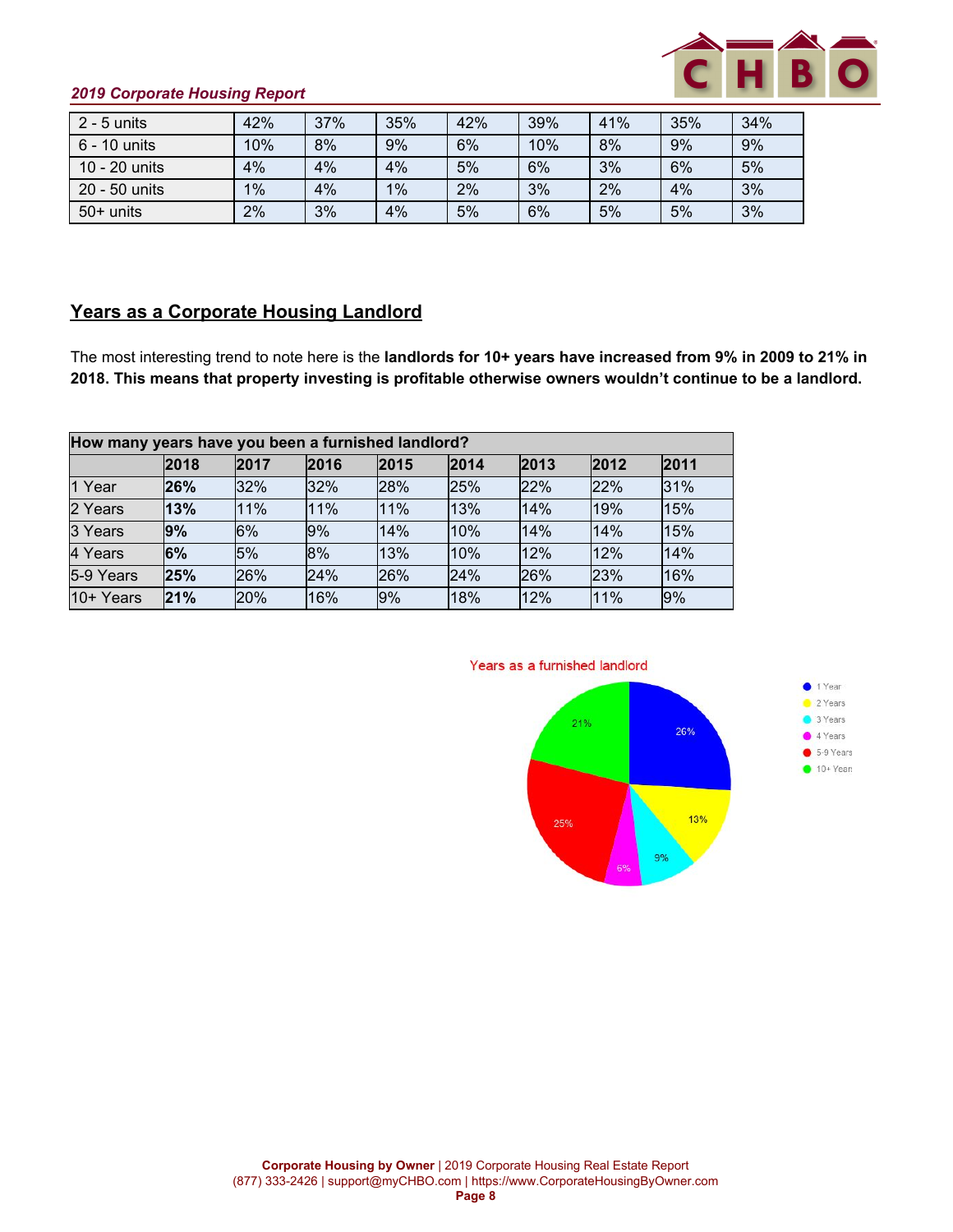| 2 - 5 units | 42% | 37% | 35% | 42% | 39% | 41% | 35% | 34% |
|---|---|---|---|---|---|---|---|---|
| 6 - 10 units | 10% | 8% | 9% | 6% | 10% | 8% | 9% | 9% |
| 10 - 20 units | 4% | 4% | 4% | 5% | 6% | 3% | 6% | 5% |
| 20 - 50 units | 1% | 4% | 1% | 2% | 3% | 2% | 4% | 3% |
| 50+ units | 2% | 3% | 4% | 5% | 6% | 5% | 5% | 3% |

## Years as a Corporate Housing Landlord

The most interesting trend to note here is the **landlords for 10+ years have increased from 9% in 2009 to 21% in 2018. This means that property investing is profitable otherwise owners wouldn't continue to be a landlord.**

| How many years have you been a furnished landlord? | | | | | | | | |
|---|---|---|---|---|---|---|---|---|
| | **2018** | **2017** | **2016** | **2015** | **2014** | **2013** | **2012** | **2011** |
| 1 Year | **26%** | 32% | 32% | 28% | 25% | 22% | 22% | 31% |
| 2 Years | **13%** | 11% | 11% | 11% | 13% | 14% | 19% | 15% |
| 3 Years | **9%** | 6% | 9% | 14% | 10% | 14% | 14% | 15% |
| 4 Years | **6%** | 5% | 8% | 13% | 10% | 12% | 12% | 14% |
| 5-9 Years | **25%** | 26% | 24% | 26% | 24% | 26% | 23% | 16% |
| 10+ Years | **21%** | 20% | 16% | 9% | 18% | 12% | 11% | 9% |

Years as a furnished landlord

- 1 Year: 26%
- 2 Years: 13%
- 3 Years: 9%
- 4 Years: 6%
- 5-9 Years: 25%
- 10+ Years: 21%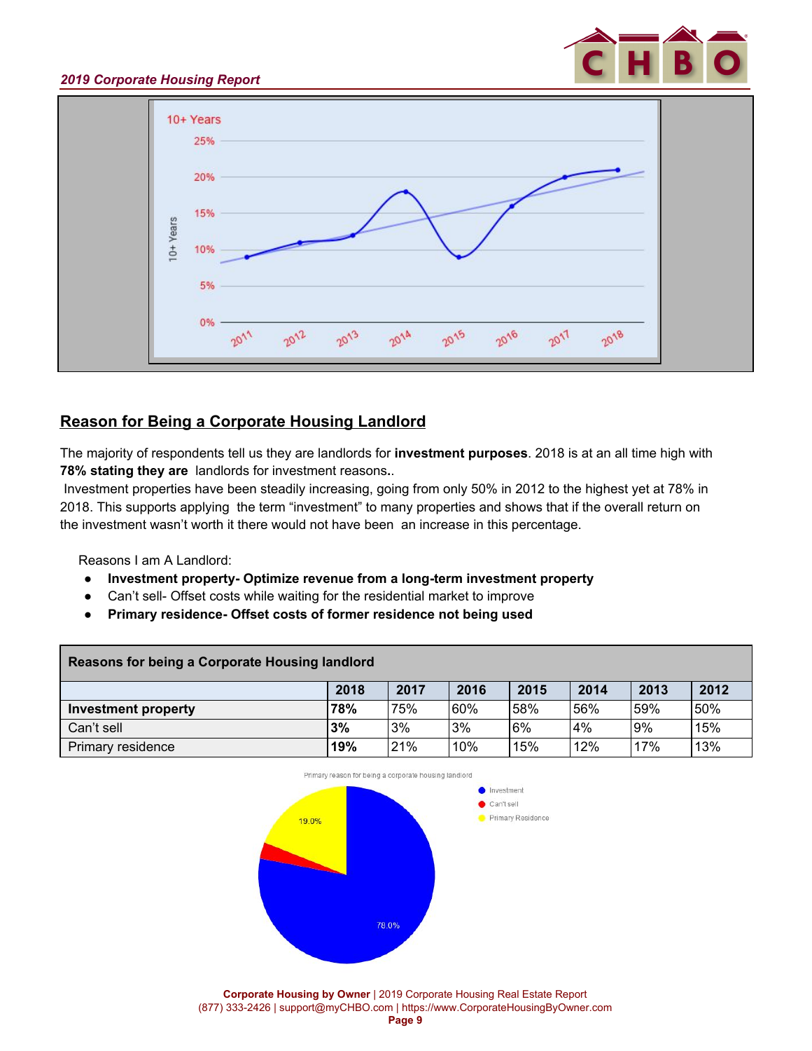## Reason for Being a Corporate Housing Landlord

The majority of respondents tell us they are landlords for **investment purposes**. 2018 is at an all time high with **78% stating they are** landlords for investment reasons**.**.

Investment properties have been steadily increasing, going from only 50% in 2012 to the highest yet at 78% in 2018. This supports applying the term "investment" to many properties and shows that if the overall return on the investment wasn't worth it there would not have been an increase in this percentage.

Reasons I am A Landlord:

- **Investment property- Optimize revenue from a long-term investment property**
- Can't sell- Offset costs while waiting for the residential market to improve
- **Primary residence- Offset costs of former residence not being used**

| Reasons for being a Corporate Housing landlord | | | | | | | |
|---|---|---|---|---|---|---|---|
| | **2018** | **2017** | **2016** | **2015** | **2014** | **2013** | **2012** |
| **Investment property** | **78%** | 75% | 60% | 58% | 56% | 59% | 50% |
| Can't sell | **3%** | 3% | 3% | 6% | 4% | 9% | 15% |
| Primary residence | **19%** | 21% | 10% | 15% | 12% | 17% | 13% |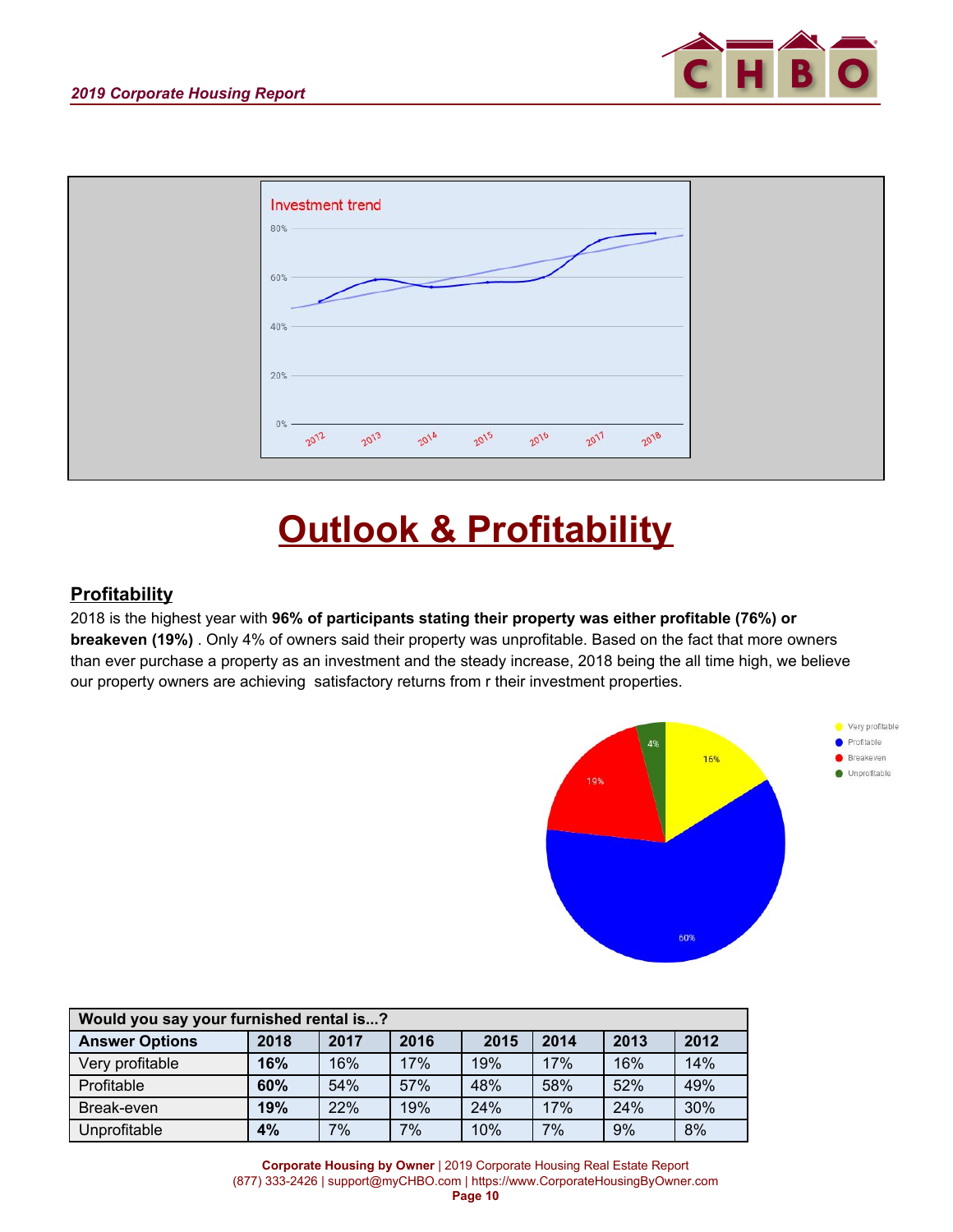Investment trend

# Outlook & Profitability

## Profitability

2018 is the highest year with **96% of participants stating their property was either profitable (76%) or breakeven (19%)** . Only 4% of owners said their property was unprofitable. Based on the fact that more owners than ever purchase a property as an investment and the steady increase, 2018 being the all time high, we believe our property owners are achieving satisfactory returns from r their investment properties.

| Would you say your furnished rental is...? | | | | | | | |
|---|---|---|---|---|---|---|---|
| **Answer Options** | **2018** | **2017** | **2016** | **2015** | **2014** | **2013** | **2012** |
| Very profitable | **16%** | 16% | 17% | 19% | 17% | 16% | 14% |
| Profitable | **60%** | 54% | 57% | 48% | 58% | 52% | 49% |
| Break-even | **19%** | 22% | 19% | 24% | 17% | 24% | 30% |
| Unprofitable | **4%** | 7% | 7% | 10% | 7% | 9% | 8% |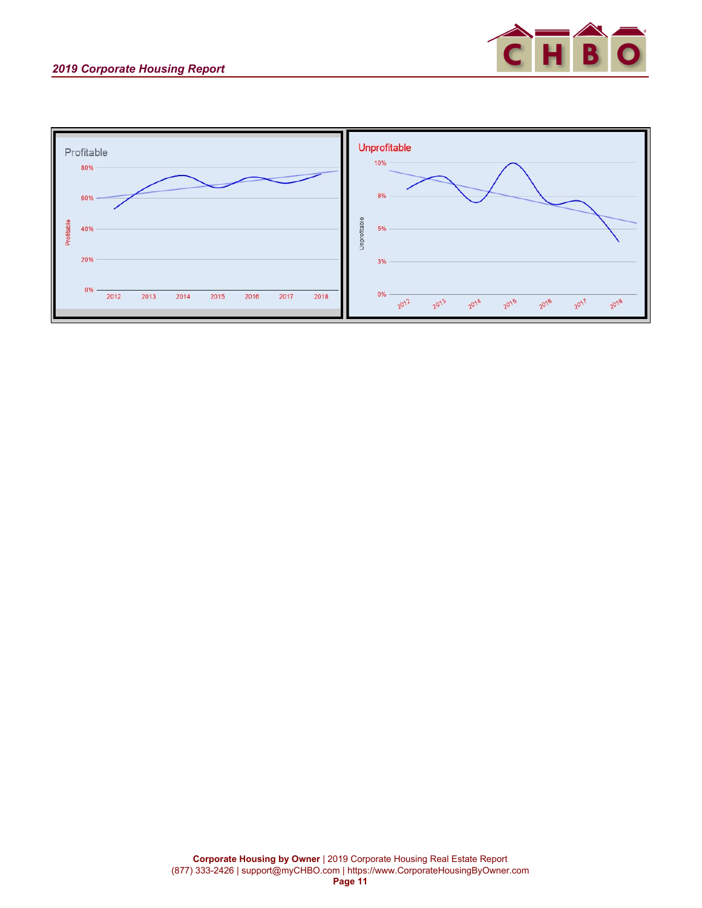Profitable

Unprofitable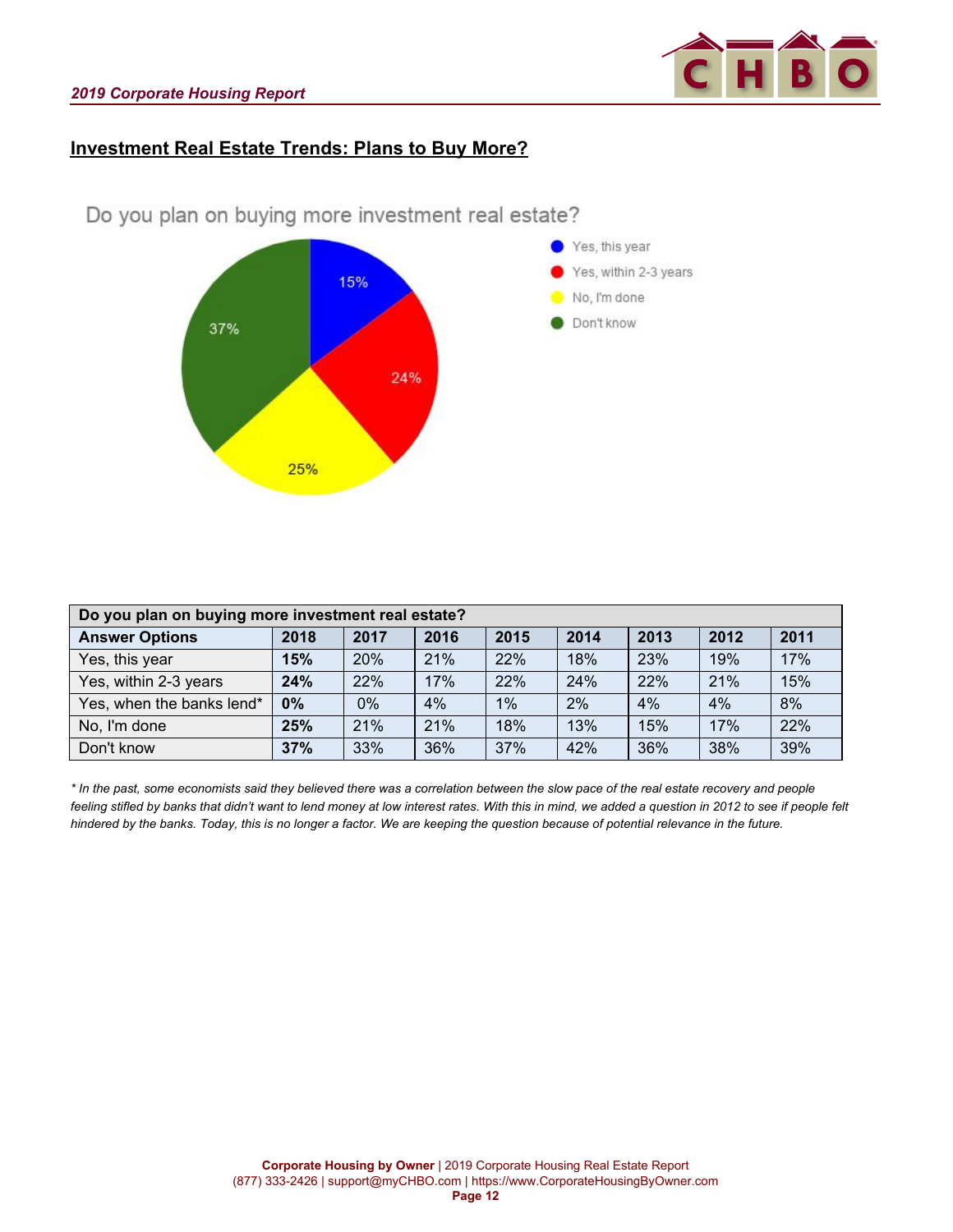## Investment Real Estate Trends: Plans to Buy More?

Do you plan on buying more investment real estate?

- Yes, this year: 15%
- Yes, within 2-3 years: 24%
- No, I'm done: 25%
- Don't know: 37%

| Do you plan on buying more investment real estate? | | | | | | | | |
|---|---|---|---|---|---|---|---|---|
| **Answer Options** | **2018** | **2017** | **2016** | **2015** | **2014** | **2013** | **2012** | **2011** |
| Yes, this year | **15%** | 20% | 21% | 22% | 18% | 23% | 19% | 17% |
| Yes, within 2-3 years | **24%** | 22% | 17% | 22% | 24% | 22% | 21% | 15% |
| Yes, when the banks lend* | **0%** | 0% | 4% | 1% | 2% | 4% | 4% | 8% |
| No, I'm done | **25%** | 21% | 21% | 18% | 13% | 15% | 17% | 22% |
| Don't know | **37%** | 33% | 36% | 37% | 42% | 36% | 38% | 39% |

*\* In the past, some economists said they believed there was a correlation between the slow pace of the real estate recovery and people feeling stifled by banks that didn't want to lend money at low interest rates. With this in mind, we added a question in 2012 to see if people felt hindered by the banks. Today, this is no longer a factor. We are keeping the question because of potential relevance in the future.*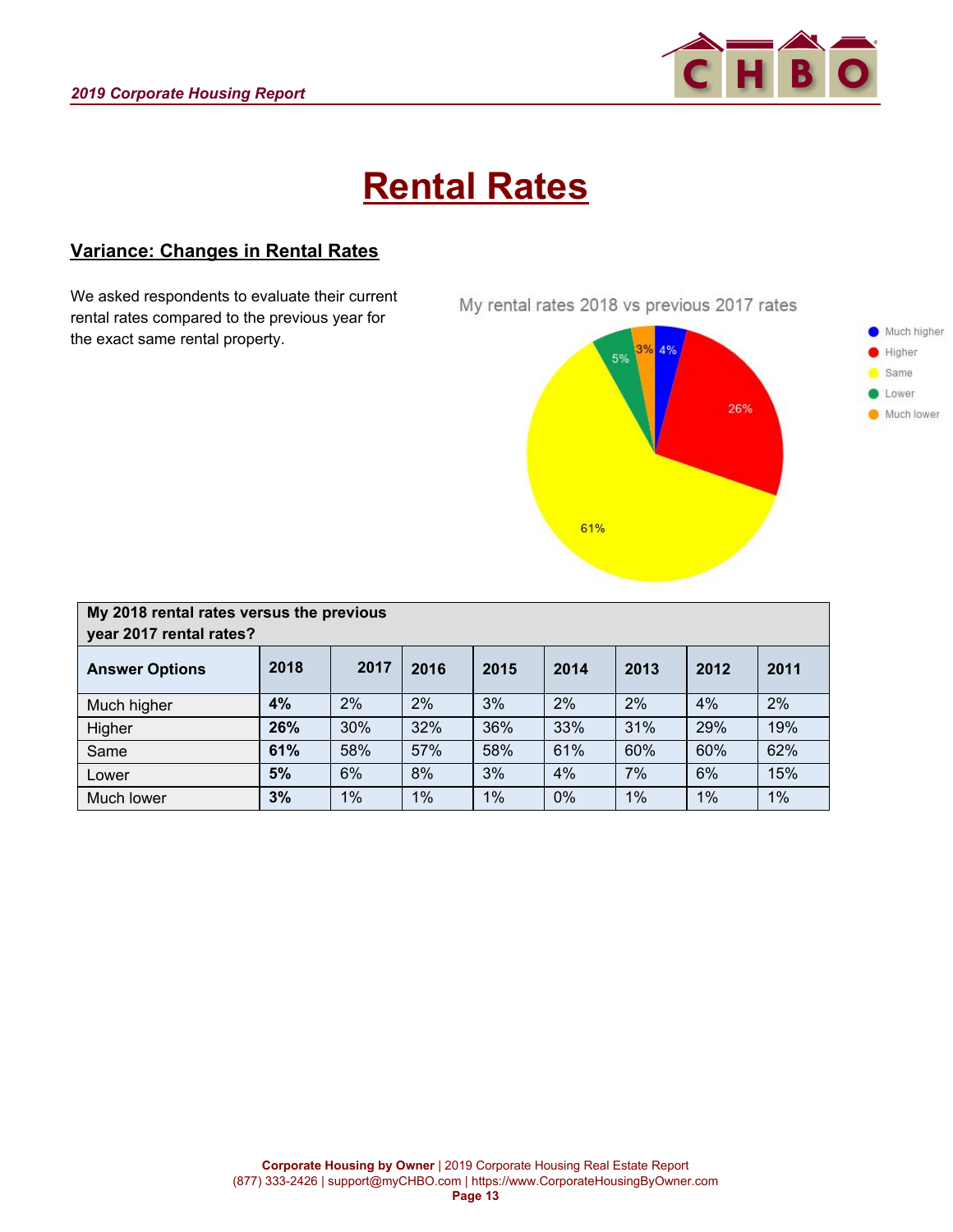# Rental Rates

## Variance: Changes in Rental Rates

We asked respondents to evaluate their current rental rates compared to the previous year for the exact same rental property.

My rental rates 2018 vs previous 2017 rates

- Much higher: 4%
- Higher: 26%
- Same: 61%
- Lower: 5%
- Much lower: 3%

| My 2018 rental rates versus the previous year 2017 rental rates? | | | | | | | | |
|---|---|---|---|---|---|---|---|---|
| **Answer Options** | **2018** | **2017** | **2016** | **2015** | **2014** | **2013** | **2012** | **2011** |
| Much higher | **4%** | 2% | 2% | 3% | 2% | 2% | 4% | 2% |
| Higher | **26%** | 30% | 32% | 36% | 33% | 31% | 29% | 19% |
| Same | **61%** | 58% | 57% | 58% | 61% | 60% | 60% | 62% |
| Lower | **5%** | 6% | 8% | 3% | 4% | 7% | 6% | 15% |
| Much lower | **3%** | 1% | 1% | 1% | 0% | 1% | 1% | 1% |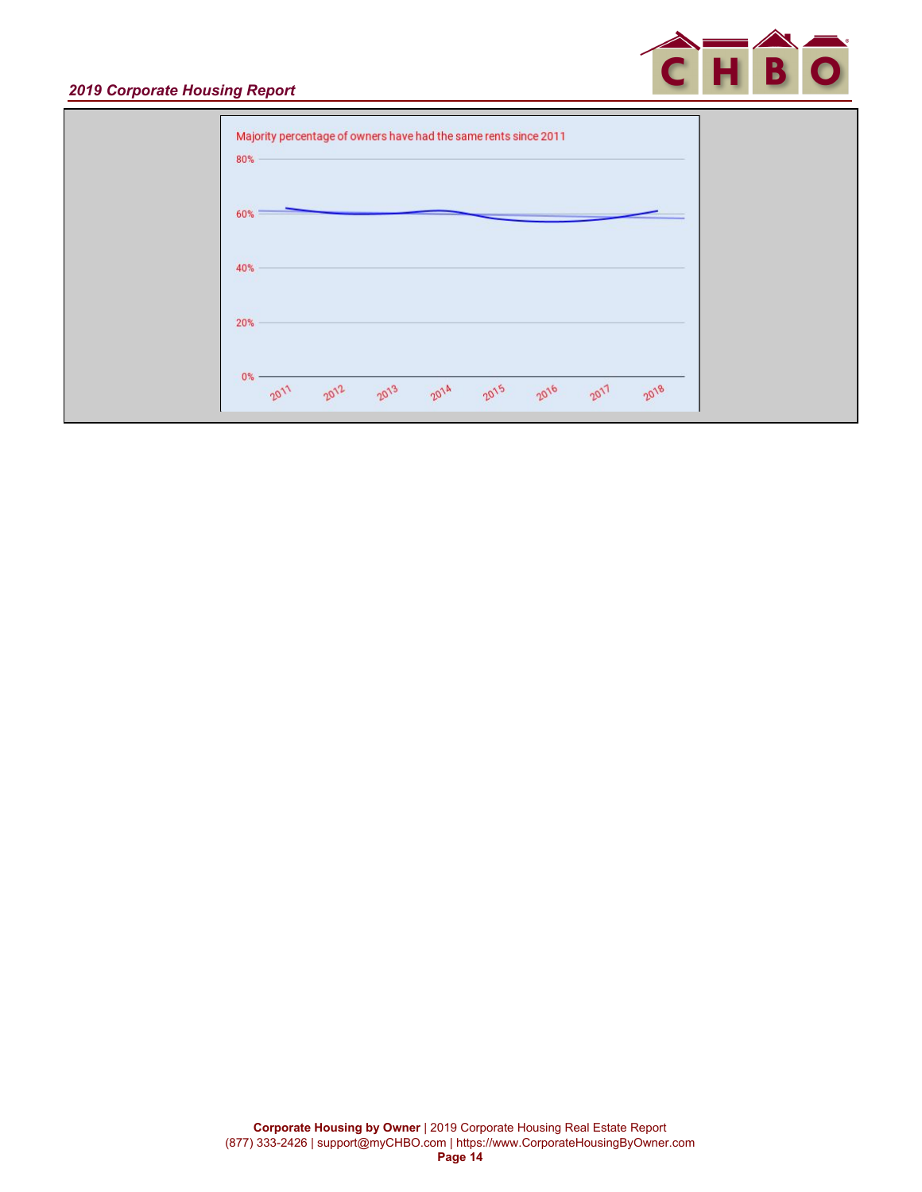Majority percentage of owners have had the same rents since 2011

80%

60%

40%

20%

0%

2011 2012 2013 2014 2015 2016 2017 2018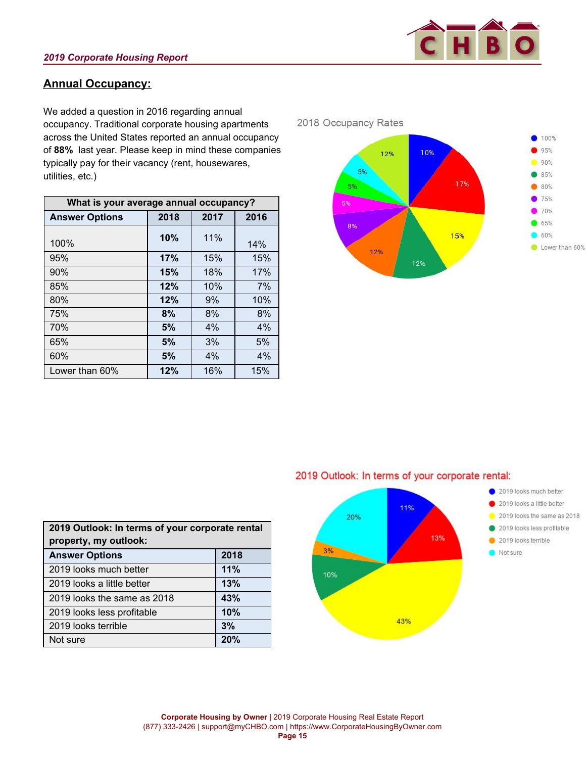## Annual Occupancy:

We added a question in 2016 regarding annual occupancy. Traditional corporate housing apartments across the United States reported an annual occupancy of **88%** last year. Please keep in mind these companies typically pay for their vacancy (rent, housewares, utilities, etc.)

| What is your average annual occupancy? | | | |
|---|---|---|---|
| **Answer Options** | **2018** | **2017** | **2016** |
| 100% | **10%** | 11% | 14% |
| 95% | **17%** | 15% | 15% |
| 90% | **15%** | 18% | 17% |
| 85% | **12%** | 10% | 7% |
| 80% | **12%** | 9% | 10% |
| 75% | **8%** | 8% | 8% |
| 70% | **5%** | 4% | 4% |
| 65% | **5%** | 3% | 5% |
| 60% | **5%** | 4% | 4% |
| Lower than 60% | **12%** | 16% | 15% |

2018 Occupancy Rates

| 100% | 95% | 90% | 85% | 80% | 75% | 70% | 65% | 60% | Lower than 60% |
|---|---|---|---|---|---|---|---|---|---|
| 10% | 17% | 15% | 12% | 12% | 8% | 5% | 5% | 5% | 12% |

| 2019 Outlook: In terms of your corporate rental property, my outlook: | |
|---|---|
| **Answer Options** | **2018** |
| 2019 looks much better | **11%** |
| 2019 looks a little better | **13%** |
| 2019 looks the same as 2018 | **43%** |
| 2019 looks less profitable | **10%** |
| 2019 looks terrible | **3%** |
| Not sure | **20%** |

2019 Outlook: In terms of your corporate rental:

| 2019 looks much better | 2019 looks a little better | 2019 looks the same as 2018 | 2019 looks less profitable | 2019 looks terrible | Not sure |
|---|---|---|---|---|---|
| 11% | 13% | 43% | 10% | 3% | 20% |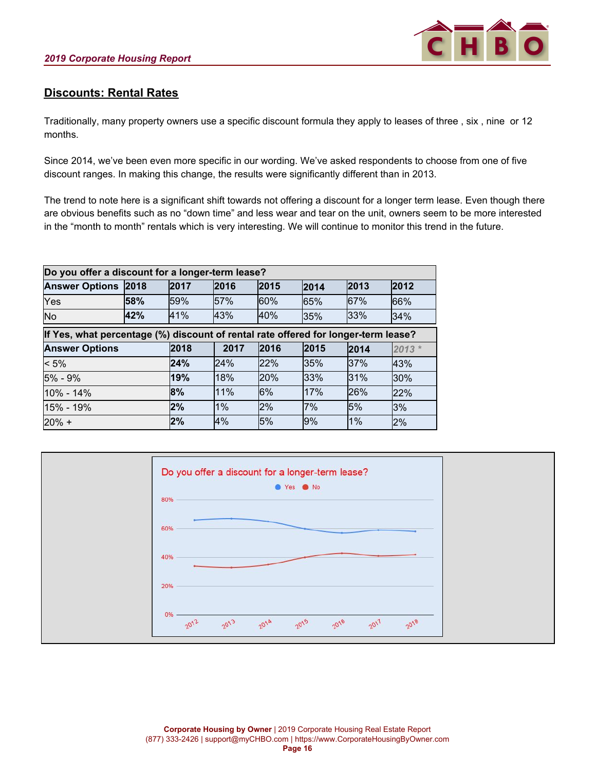## Discounts: Rental Rates

Traditionally, many property owners use a specific discount formula they apply to leases of three , six , nine or 12 months.

Since 2014, we've been even more specific in our wording. We've asked respondents to choose from one of five discount ranges. In making this change, the results were significantly different than in 2013.

The trend to note here is a significant shift towards not offering a discount for a longer term lease. Even though there are obvious benefits such as no "down time" and less wear and tear on the unit, owners seem to be more interested in the "month to month" rentals which is very interesting. We will continue to monitor this trend in the future.

**Do you offer a discount for a longer-term lease?**

| Answer Options | 2018 | 2017 | 2016 | 2015 | 2014 | 2013 | 2012 |
|---|---|---|---|---|---|---|---|
| Yes | **58%** | 59% | 57% | 60% | 65% | 67% | 66% |
| No | **42%** | 41% | 43% | 40% | 35% | 33% | 34% |

**If Yes, what percentage (%) discount of rental rate offered for longer-term lease?**

| Answer Options | 2018 | 2017 | 2016 | 2015 | 2014 | *2013 ** |
|---|---|---|---|---|---|---|
| < 5% | **24%** | 24% | 22% | 35% | 37% | 43% |
| 5% - 9% | **19%** | 18% | 20% | 33% | 31% | 30% |
| 10% - 14% | **8%** | 11% | 6% | 17% | 26% | 22% |
| 15% - 19% | **2%** | 1% | 2% | 7% | 5% | 3% |
| 20% + | **2%** | 4% | 5% | 9% | 1% | 2% |

Do you offer a discount for a longer-term lease?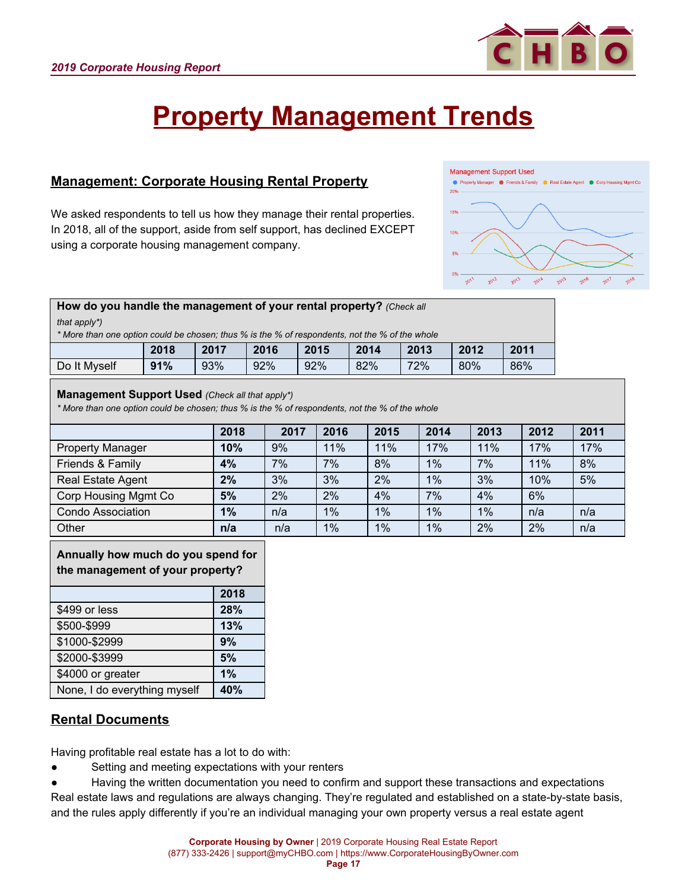# Property Management Trends

## Management: Corporate Housing Rental Property

We asked respondents to tell us how they manage their rental properties. In 2018, all of the support, aside from self support, has declined EXCEPT using a corporate housing management company.

**How do you handle the management of your rental property?** *(Check all that apply*)*

*\* More than one option could be chosen; thus % is the % of respondents, not the % of the whole*

| | 2018 | 2017 | 2016 | 2015 | 2014 | 2013 | 2012 | 2011 |
|---|---|---|---|---|---|---|---|---|
| Do It Myself | **91%** | 93% | 92% | 92% | 82% | 72% | 80% | 86% |

**Management Support Used** *(Check all that apply*)*

*\* More than one option could be chosen; thus % is the % of respondents, not the % of the whole*

| | 2018 | 2017 | 2016 | 2015 | 2014 | 2013 | 2012 | 2011 |
|---|---|---|---|---|---|---|---|---|
| Property Manager | **10%** | 9% | 11% | 11% | 17% | 11% | 17% | 17% |
| Friends & Family | **4%** | 7% | 7% | 8% | 1% | 7% | 11% | 8% |
| Real Estate Agent | **2%** | 3% | 3% | 2% | 1% | 3% | 10% | 5% |
| Corp Housing Mgmt Co | **5%** | 2% | 2% | 4% | 7% | 4% | 6% | |
| Condo Association | **1%** | n/a | 1% | 1% | 1% | 1% | n/a | n/a |
| Other | **n/a** | n/a | 1% | 1% | 1% | 2% | 2% | n/a |

**Annually how much do you spend for the management of your property?**

| | 2018 |
|---|---|
| $499 or less | **28%** |
| $500-$999 | **13%** |
| $1000-$2999 | **9%** |
| $2000-$3999 | **5%** |
| $4000 or greater | **1%** |
| None, I do everything myself | **40%** |

## Rental Documents

Having profitable real estate has a lot to do with:

- Setting and meeting expectations with your renters
- Having the written documentation you need to confirm and support these transactions and expectations

Real estate laws and regulations are always changing. They're regulated and established on a state-by-state basis, and the rules apply differently if you're an individual managing your own property versus a real estate agent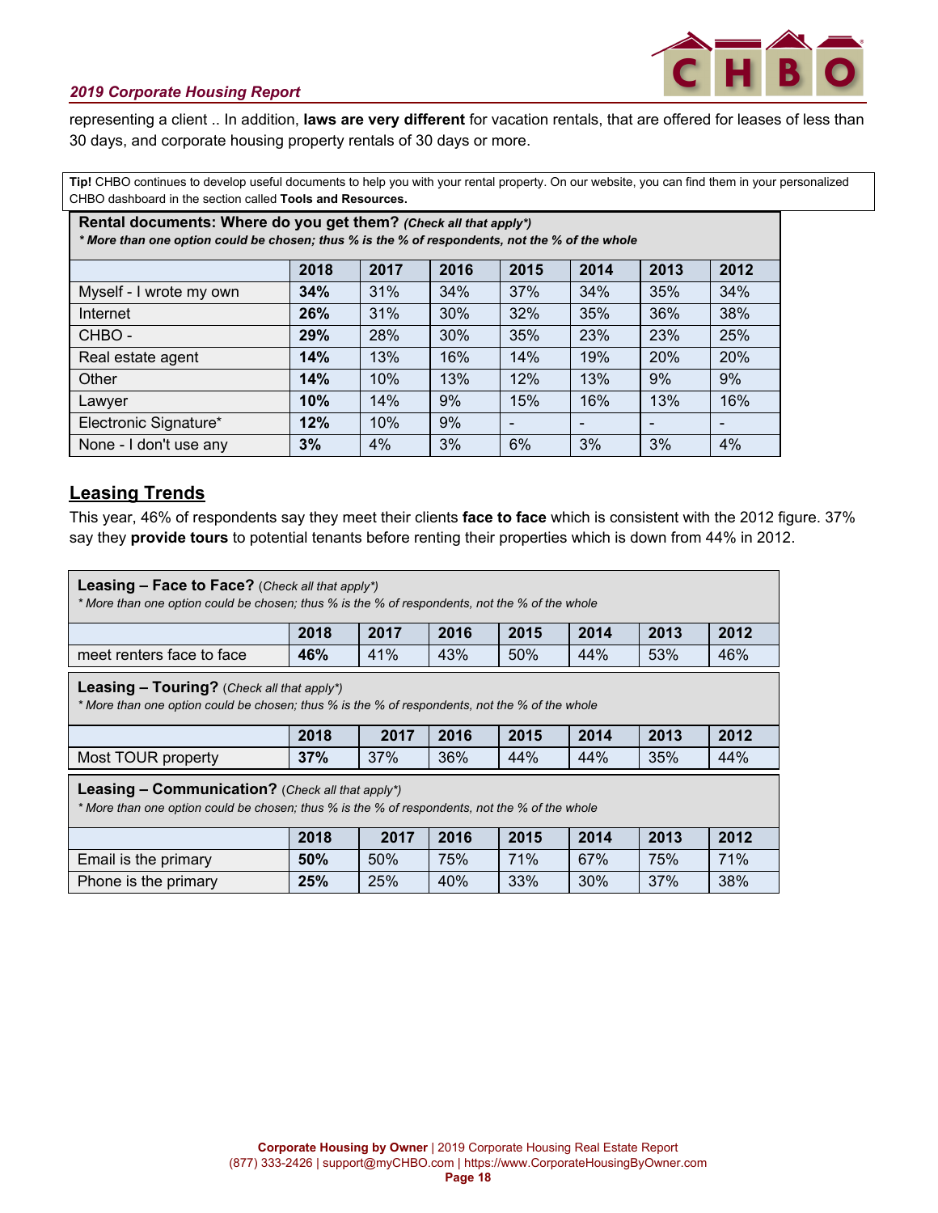representing a client .. In addition, **laws are very different** for vacation rentals, that are offered for leases of less than 30 days, and corporate housing property rentals of 30 days or more.

**Tip!** CHBO continues to develop useful documents to help you with your rental property. On our website, you can find them in your personalized CHBO dashboard in the section called **Tools and Resources.**

| **Rental documents: Where do you get them?** ***(Check all that apply\*)*** *\* More than one option could be chosen; thus % is the % of respondents, not the % of the whole* | | | | | | | |
|---|---|---|---|---|---|---|---|
| | **2018** | **2017** | **2016** | **2015** | **2014** | **2013** | **2012** |
| Myself - I wrote my own | **34%** | 31% | 34% | 37% | 34% | 35% | 34% |
| Internet | **26%** | 31% | 30% | 32% | 35% | 36% | 38% |
| CHBO - | **29%** | 28% | 30% | 35% | 23% | 23% | 25% |
| Real estate agent | **14%** | 13% | 16% | 14% | 19% | 20% | 20% |
| Other | **14%** | 10% | 13% | 12% | 13% | 9% | 9% |
| Lawyer | **10%** | 14% | 9% | 15% | 16% | 13% | 16% |
| Electronic Signature* | **12%** | 10% | 9% | - | - | - | - |
| None - I don't use any | **3%** | 4% | 3% | 6% | 3% | 3% | 4% |

## Leasing Trends

This year, 46% of respondents say they meet their clients **face to face** which is consistent with the 2012 figure. 37% say they **provide tours** to potential tenants before renting their properties which is down from 44% in 2012.

| **Leasing – Face to Face?** *(Check all that apply\*)* *\* More than one option could be chosen; thus % is the % of respondents, not the % of the whole* | | | | | | | |
|---|---|---|---|---|---|---|---|
| | **2018** | **2017** | **2016** | **2015** | **2014** | **2013** | **2012** |
| meet renters face to face | **46%** | 41% | 43% | 50% | 44% | 53% | 46% |

| **Leasing – Touring?** *(Check all that apply\*)* *\* More than one option could be chosen; thus % is the % of respondents, not the % of the whole* | | | | | | | |
|---|---|---|---|---|---|---|---|
| | **2018** | **2017** | **2016** | **2015** | **2014** | **2013** | **2012** |
| Most TOUR property | **37%** | 37% | 36% | 44% | 44% | 35% | 44% |

| **Leasing – Communication?** *(Check all that apply\*)* *\* More than one option could be chosen; thus % is the % of respondents, not the % of the whole* | | | | | | | |
|---|---|---|---|---|---|---|---|
| | **2018** | **2017** | **2016** | **2015** | **2014** | **2013** | **2012** |
| Email is the primary | **50%** | 50% | 75% | 71% | 67% | 75% | 71% |
| Phone is the primary | **25%** | 25% | 40% | 33% | 30% | 37% | 38% |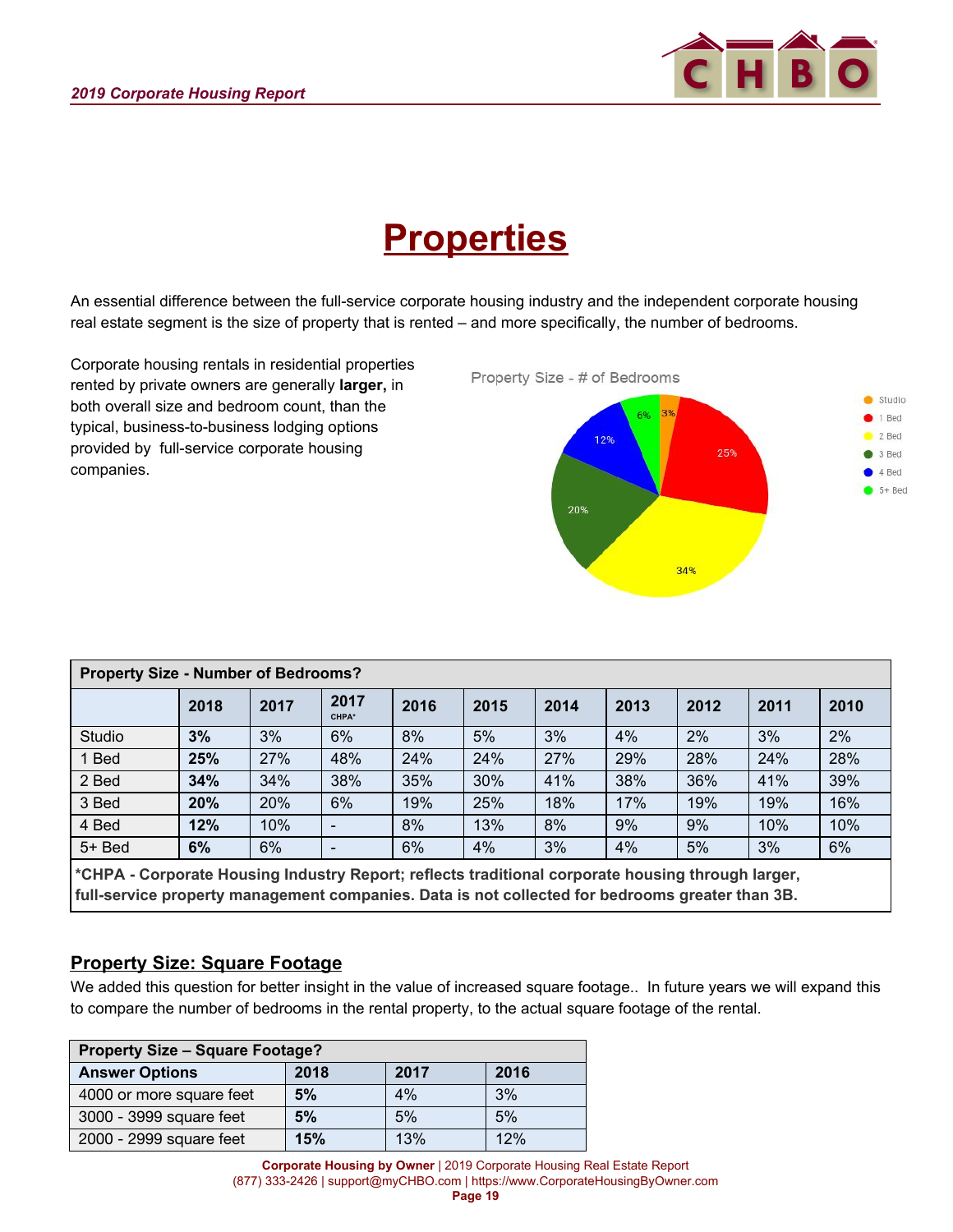# Properties

An essential difference between the full-service corporate housing industry and the independent corporate housing real estate segment is the size of property that is rented – and more specifically, the number of bedrooms.

Corporate housing rentals in residential properties rented by private owners are generally **larger,** in both overall size and bedroom count, than the typical, business-to-business lodging options provided by full-service corporate housing companies.

Property Size - # of Bedrooms

| Property Size - Number of Bedrooms? | | | | | | | | | | |
|---|---|---|---|---|---|---|---|---|---|---|
| | **2018** | **2017** | **2017** CHPA* | **2016** | **2015** | **2014** | **2013** | **2012** | **2011** | **2010** |
| Studio | **3%** | 3% | 6% | 8% | 5% | 3% | 4% | 2% | 3% | 2% |
| 1 Bed | **25%** | 27% | 48% | 24% | 24% | 27% | 29% | 28% | 24% | 28% |
| 2 Bed | **34%** | 34% | 38% | 35% | 30% | 41% | 38% | 36% | 41% | 39% |
| 3 Bed | **20%** | 20% | 6% | 19% | 25% | 18% | 17% | 19% | 19% | 16% |
| 4 Bed | **12%** | 10% | - | 8% | 13% | 8% | 9% | 9% | 10% | 10% |
| 5+ Bed | **6%** | 6% | - | 6% | 4% | 3% | 4% | 5% | 3% | 6% |

***CHPA - Corporate Housing Industry Report; reflects traditional corporate housing through larger, full-service property management companies. Data is not collected for bedrooms greater than 3B.**

## Property Size: Square Footage

We added this question for better insight in the value of increased square footage.. In future years we will expand this to compare the number of bedrooms in the rental property, to the actual square footage of the rental.

| Property Size – Square Footage? | | | |
|---|---|---|---|
| **Answer Options** | **2018** | **2017** | **2016** |
| 4000 or more square feet | **5%** | 4% | 3% |
| 3000 - 3999 square feet | **5%** | 5% | 5% |
| 2000 - 2999 square feet | **15%** | 13% | 12% |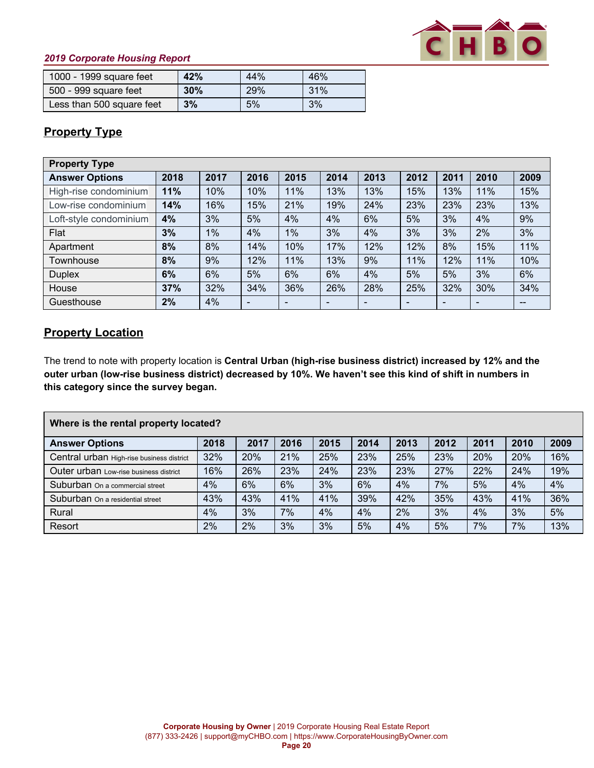| 1000 - 1999 square feet | **42%** | 44% | 46% |
|---|---|---|---|
| 500 - 999 square feet | **30%** | 29% | 31% |
| Less than 500 square feet | **3%** | 5% | 3% |

## Property Type

| Property Type | | | | | | | | | | |
|---|---|---|---|---|---|---|---|---|---|---|
| **Answer Options** | **2018** | **2017** | **2016** | **2015** | **2014** | **2013** | **2012** | **2011** | **2010** | **2009** |
| High-rise condominium | **11%** | 10% | 10% | 11% | 13% | 13% | 15% | 13% | 11% | 15% |
| Low-rise condominium | **14%** | 16% | 15% | 21% | 19% | 24% | 23% | 23% | 23% | 13% |
| Loft-style condominium | **4%** | 3% | 5% | 4% | 4% | 6% | 5% | 3% | 4% | 9% |
| Flat | **3%** | 1% | 4% | 1% | 3% | 4% | 3% | 3% | 2% | 3% |
| Apartment | **8%** | 8% | 14% | 10% | 17% | 12% | 12% | 8% | 15% | 11% |
| Townhouse | **8%** | 9% | 12% | 11% | 13% | 9% | 11% | 12% | 11% | 10% |
| Duplex | **6%** | 6% | 5% | 6% | 6% | 4% | 5% | 5% | 3% | 6% |
| House | **37%** | 32% | 34% | 36% | 26% | 28% | 25% | 32% | 30% | 34% |
| Guesthouse | **2%** | 4% | - | - | - | - | - | - | - | -- |

## Property Location

The trend to note with property location is **Central Urban (high-rise business district) increased by 12% and the outer urban (low-rise business district) decreased by 10%. We haven't see this kind of shift in numbers in this category since the survey began.**

| Where is the rental property located? | | | | | | | | | | |
|---|---|---|---|---|---|---|---|---|---|---|
| **Answer Options** | **2018** | **2017** | **2016** | **2015** | **2014** | **2013** | **2012** | **2011** | **2010** | **2009** |
| Central urban High-rise business district | 32% | 20% | 21% | 25% | 23% | 25% | 23% | 20% | 20% | 16% |
| Outer urban Low-rise business district | 16% | 26% | 23% | 24% | 23% | 23% | 27% | 22% | 24% | 19% |
| Suburban On a commercial street | 4% | 6% | 6% | 3% | 6% | 4% | 7% | 5% | 4% | 4% |
| Suburban On a residential street | 43% | 43% | 41% | 41% | 39% | 42% | 35% | 43% | 41% | 36% |
| Rural | 4% | 3% | 7% | 4% | 4% | 2% | 3% | 4% | 3% | 5% |
| Resort | 2% | 2% | 3% | 3% | 5% | 4% | 5% | 7% | 7% | 13% |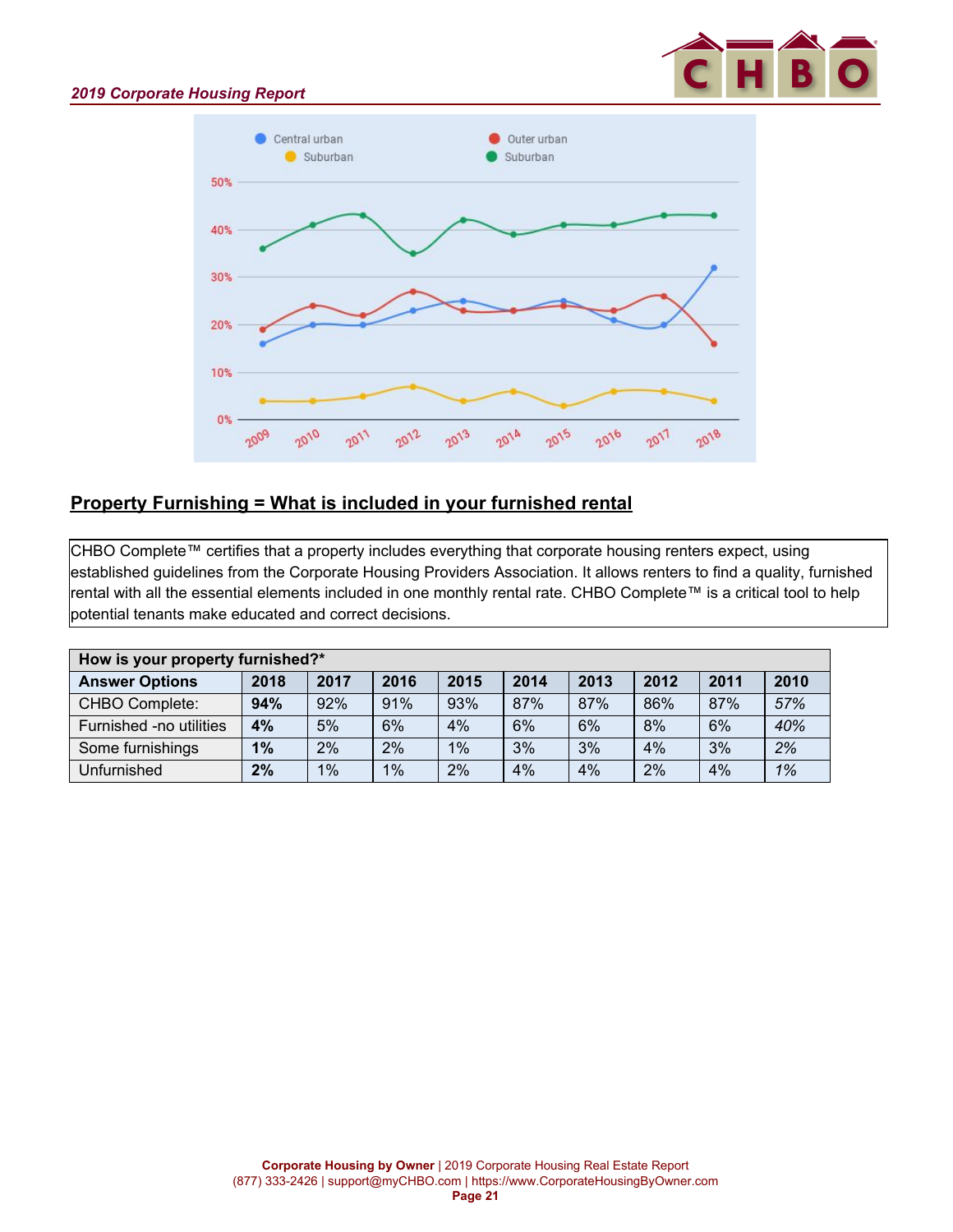## Property Furnishing = What is included in your furnished rental

CHBO Complete™ certifies that a property includes everything that corporate housing renters expect, using established guidelines from the Corporate Housing Providers Association. It allows renters to find a quality, furnished rental with all the essential elements included in one monthly rental rate. CHBO Complete™ is a critical tool to help potential tenants make educated and correct decisions.

| How is your property furnished?* | | | | | | | | | |
|---|---|---|---|---|---|---|---|---|---|
| **Answer Options** | **2018** | **2017** | **2016** | **2015** | **2014** | **2013** | **2012** | **2011** | **2010** |
| CHBO Complete: | **94%** | 92% | 91% | 93% | 87% | 87% | 86% | 87% | *57%* |
| Furnished -no utilities | **4%** | 5% | 6% | 4% | 6% | 6% | 8% | 6% | *40%* |
| Some furnishings | **1%** | 2% | 2% | 1% | 3% | 3% | 4% | 3% | *2%* |
| Unfurnished | **2%** | 1% | 1% | 2% | 4% | 4% | 2% | 4% | *1%* |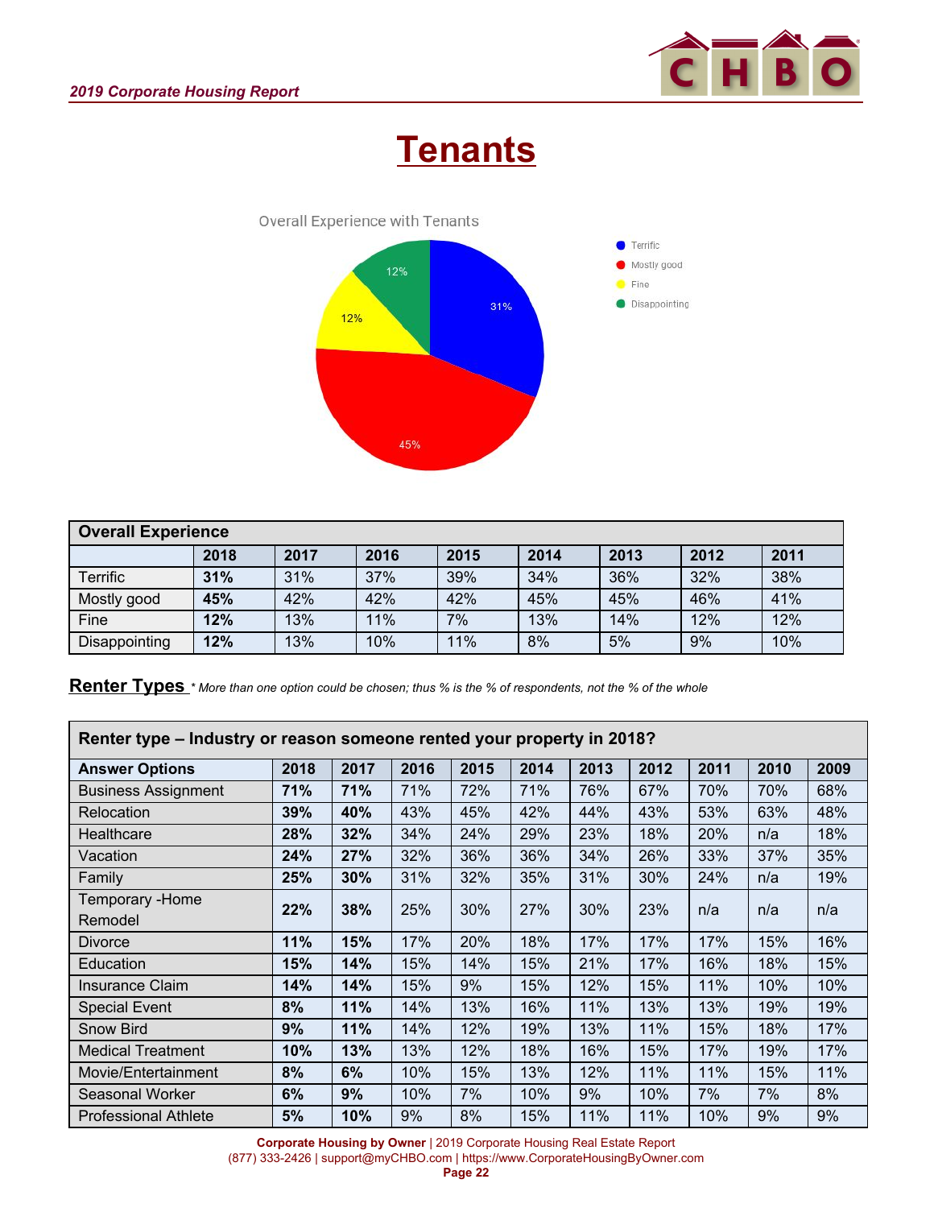# Tenants

Overall Experience with Tenants

- Terrific: 31%
- Mostly good: 45%
- Fine: 12%
- Disappointing: 12%

| Overall Experience | | | | | | | | |
|---|---|---|---|---|---|---|---|---|
| | **2018** | **2017** | **2016** | **2015** | **2014** | **2013** | **2012** | **2011** |
| Terrific | **31%** | 31% | 37% | 39% | 34% | 36% | 32% | 38% |
| Mostly good | **45%** | 42% | 42% | 42% | 45% | 45% | 46% | 41% |
| Fine | **12%** | 13% | 11% | 7% | 13% | 14% | 12% | 12% |
| Disappointing | **12%** | 13% | 10% | 11% | 8% | 5% | 9% | 10% |

## Renter Types

*\* More than one option could be chosen; thus % is the % of respondents, not the % of the whole*

| Renter type – Industry or reason someone rented your property in 2018? | | | | | | | | | | |
|---|---|---|---|---|---|---|---|---|---|---|
| **Answer Options** | **2018** | **2017** | **2016** | **2015** | **2014** | **2013** | **2012** | **2011** | **2010** | **2009** |
| Business Assignment | **71%** | **71%** | 71% | 72% | 71% | 76% | 67% | 70% | 70% | 68% |
| Relocation | **39%** | **40%** | 43% | 45% | 42% | 44% | 43% | 53% | 63% | 48% |
| Healthcare | **28%** | **32%** | 34% | 24% | 29% | 23% | 18% | 20% | n/a | 18% |
| Vacation | **24%** | **27%** | 32% | 36% | 36% | 34% | 26% | 33% | 37% | 35% |
| Family | **25%** | **30%** | 31% | 32% | 35% | 31% | 30% | 24% | n/a | 19% |
| Temporary -Home Remodel | **22%** | **38%** | 25% | 30% | 27% | 30% | 23% | n/a | n/a | n/a |
| Divorce | **11%** | **15%** | 17% | 20% | 18% | 17% | 17% | 17% | 15% | 16% |
| Education | **15%** | **14%** | 15% | 14% | 15% | 21% | 17% | 16% | 18% | 15% |
| Insurance Claim | **14%** | **14%** | 15% | 9% | 15% | 12% | 15% | 11% | 10% | 10% |
| Special Event | **8%** | **11%** | 14% | 13% | 16% | 11% | 13% | 13% | 19% | 19% |
| Snow Bird | **9%** | **11%** | 14% | 12% | 19% | 13% | 11% | 15% | 18% | 17% |
| Medical Treatment | **10%** | **13%** | 13% | 12% | 18% | 16% | 15% | 17% | 19% | 17% |
| Movie/Entertainment | **8%** | **6%** | 10% | 15% | 13% | 12% | 11% | 11% | 15% | 11% |
| Seasonal Worker | **6%** | **9%** | 10% | 7% | 10% | 9% | 10% | 7% | 7% | 8% |
| Professional Athlete | **5%** | **10%** | 9% | 8% | 15% | 11% | 11% | 10% | 9% | 9% |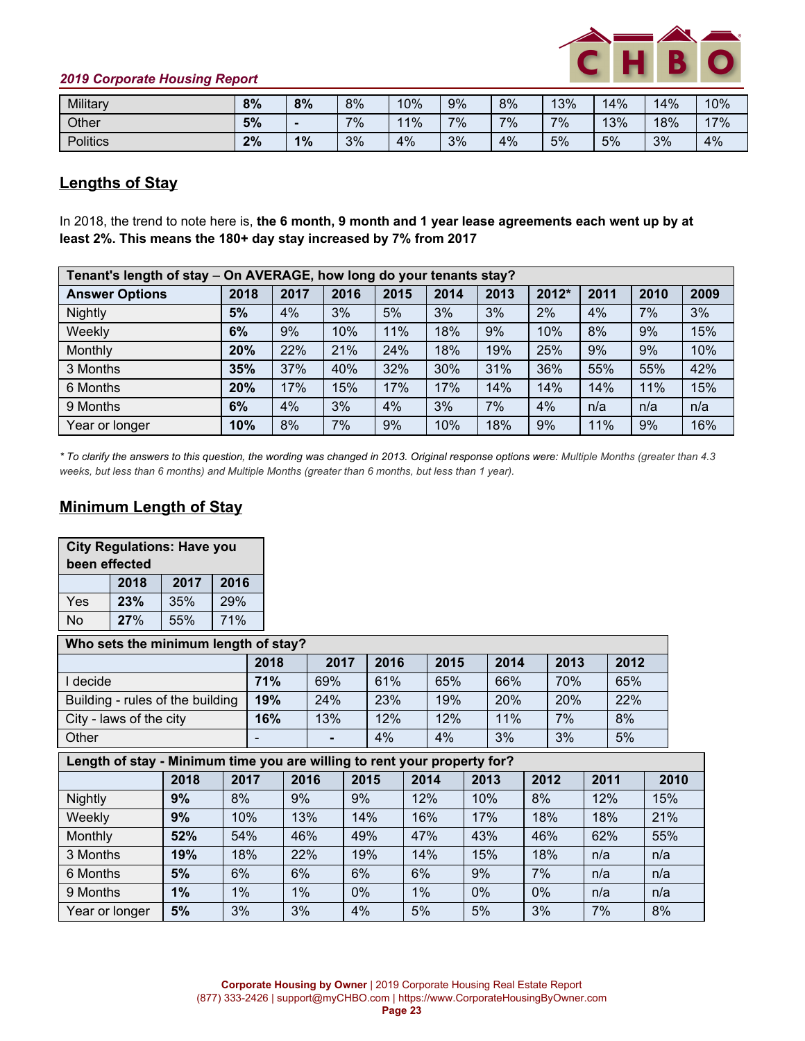| Military | **8%** | **8%** | 8% | 10% | 9% | 8% | 13% | 14% | 14% | 10% |
|---|---|---|---|---|---|---|---|---|---|---|
| Other | **5%** | **-** | 7% | 11% | 7% | 7% | 7% | 13% | 18% | 17% |
| Politics | **2%** | **1%** | 3% | 4% | 3% | 4% | 5% | 5% | 3% | 4% |

## Lengths of Stay

In 2018, the trend to note here is, **the 6 month, 9 month and 1 year lease agreements each went up by at least 2%. This means the 180+ day stay increased by 7% from 2017**

| Tenant's length of stay – On AVERAGE, how long do your tenants stay? | | | | | | | | | | |
|---|---|---|---|---|---|---|---|---|---|---|
| **Answer Options** | **2018** | **2017** | **2016** | **2015** | **2014** | **2013** | **2012*** | **2011** | **2010** | **2009** |
| Nightly | **5%** | 4% | 3% | 5% | 3% | 3% | 2% | 4% | 7% | 3% |
| Weekly | **6%** | 9% | 10% | 11% | 18% | 9% | 10% | 8% | 9% | 15% |
| Monthly | **20%** | 22% | 21% | 24% | 18% | 19% | 25% | 9% | 9% | 10% |
| 3 Months | **35%** | 37% | 40% | 32% | 30% | 31% | 36% | 55% | 55% | 42% |
| 6 Months | **20%** | 17% | 15% | 17% | 17% | 14% | 14% | 14% | 11% | 15% |
| 9 Months | **6%** | 4% | 3% | 4% | 3% | 7% | 4% | n/a | n/a | n/a |
| Year or longer | **10%** | 8% | 7% | 9% | 10% | 18% | 9% | 11% | 9% | 16% |

*\* To clarify the answers to this question, the wording was changed in 2013. Original response options were: Multiple Months (greater than 4.3 weeks, but less than 6 months) and Multiple Months (greater than 6 months, but less than 1 year).*

## Minimum Length of Stay

| City Regulations: Have you been effected | | | |
|---|---|---|---|
| | **2018** | **2017** | **2016** |
| Yes | **23%** | 35% | 29% |
| No | **27%** | 55% | 71% |

| Who sets the minimum length of stay? | | | | | | | |
|---|---|---|---|---|---|---|---|
| | **2018** | **2017** | **2016** | **2015** | **2014** | **2013** | **2012** |
| I decide | **71%** | 69% | 61% | 65% | 66% | 70% | 65% |
| Building - rules of the building | **19%** | 24% | 23% | 19% | 20% | 20% | 22% |
| City - laws of the city | **16%** | 13% | 12% | 12% | 11% | 7% | 8% |
| Other | - | - | 4% | 4% | 3% | 3% | 5% |

| Length of stay - Minimum time you are willing to rent your property for? | | | | | | | | | |
|---|---|---|---|---|---|---|---|---|---|
| | **2018** | **2017** | **2016** | **2015** | **2014** | **2013** | **2012** | **2011** | **2010** |
| Nightly | **9%** | 8% | 9% | 9% | 12% | 10% | 8% | 12% | 15% |
| Weekly | **9%** | 10% | 13% | 14% | 16% | 17% | 18% | 18% | 21% |
| Monthly | **52%** | 54% | 46% | 49% | 47% | 43% | 46% | 62% | 55% |
| 3 Months | **19%** | 18% | 22% | 19% | 14% | 15% | 18% | n/a | n/a |
| 6 Months | **5%** | 6% | 6% | 6% | 6% | 9% | 7% | n/a | n/a |
| 9 Months | **1%** | 1% | 1% | 0% | 1% | 0% | 0% | n/a | n/a |
| Year or longer | **5%** | 3% | 3% | 4% | 5% | 5% | 3% | 7% | 8% |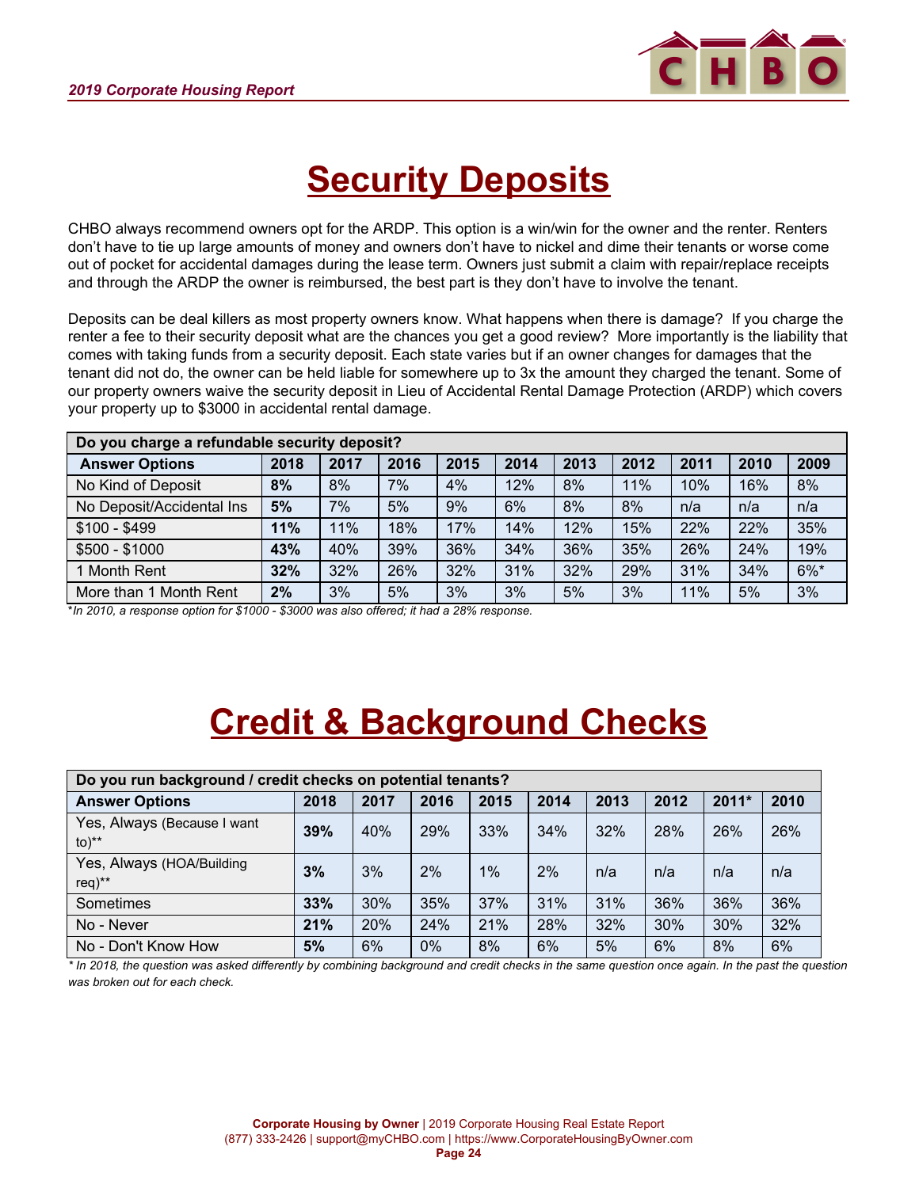# Security Deposits

CHBO always recommend owners opt for the ARDP. This option is a win/win for the owner and the renter. Renters don't have to tie up large amounts of money and owners don't have to nickel and dime their tenants or worse come out of pocket for accidental damages during the lease term. Owners just submit a claim with repair/replace receipts and through the ARDP the owner is reimbursed, the best part is they don't have to involve the tenant.

Deposits can be deal killers as most property owners know. What happens when there is damage? If you charge the renter a fee to their security deposit what are the chances you get a good review? More importantly is the liability that comes with taking funds from a security deposit. Each state varies but if an owner changes for damages that the tenant did not do, the owner can be held liable for somewhere up to 3x the amount they charged the tenant. Some of our property owners waive the security deposit in Lieu of Accidental Rental Damage Protection (ARDP) which covers your property up to $3000 in accidental rental damage.

| Do you charge a refundable security deposit? | | | | | | | | | | |
|---|---|---|---|---|---|---|---|---|---|---|
| **Answer Options** | **2018** | **2017** | **2016** | **2015** | **2014** | **2013** | **2012** | **2011** | **2010** | **2009** |
| No Kind of Deposit | **8%** | 8% | 7% | 4% | 12% | 8% | 11% | 10% | 16% | 8% |
| No Deposit/Accidental Ins | **5%** | 7% | 5% | 9% | 6% | 8% | 8% | n/a | n/a | n/a |
| $100 - $499 | **11%** | 11% | 18% | 17% | 14% | 12% | 15% | 22% | 22% | 35% |
| $500 - $1000 | **43%** | 40% | 39% | 36% | 34% | 36% | 35% | 26% | 24% | 19% |
| 1 Month Rent | **32%** | 32% | 26% | 32% | 31% | 32% | 29% | 31% | 34% | 6%* |
| More than 1 Month Rent | **2%** | 3% | 5% | 3% | 3% | 5% | 3% | 11% | 5% | 3% |

*\*In 2010, a response option for $1000 - $3000 was also offered; it had a 28% response.*

# Credit & Background Checks

| Do you run background / credit checks on potential tenants? | | | | | | | | | |
|---|---|---|---|---|---|---|---|---|---|
| **Answer Options** | **2018** | **2017** | **2016** | **2015** | **2014** | **2013** | **2012** | **2011\*** | **2010** |
| Yes, Always (Because I want to)** | **39%** | 40% | 29% | 33% | 34% | 32% | 28% | 26% | 26% |
| Yes, Always (HOA/Building req)** | **3%** | 3% | 2% | 1% | 2% | n/a | n/a | n/a | n/a |
| Sometimes | **33%** | 30% | 35% | 37% | 31% | 31% | 36% | 36% | 36% |
| No - Never | **21%** | 20% | 24% | 21% | 28% | 32% | 30% | 30% | 32% |
| No - Don't Know How | **5%** | 6% | 0% | 8% | 6% | 5% | 6% | 8% | 6% |

*\* In 2018, the question was asked differently by combining background and credit checks in the same question once again. In the past the question was broken out for each check.*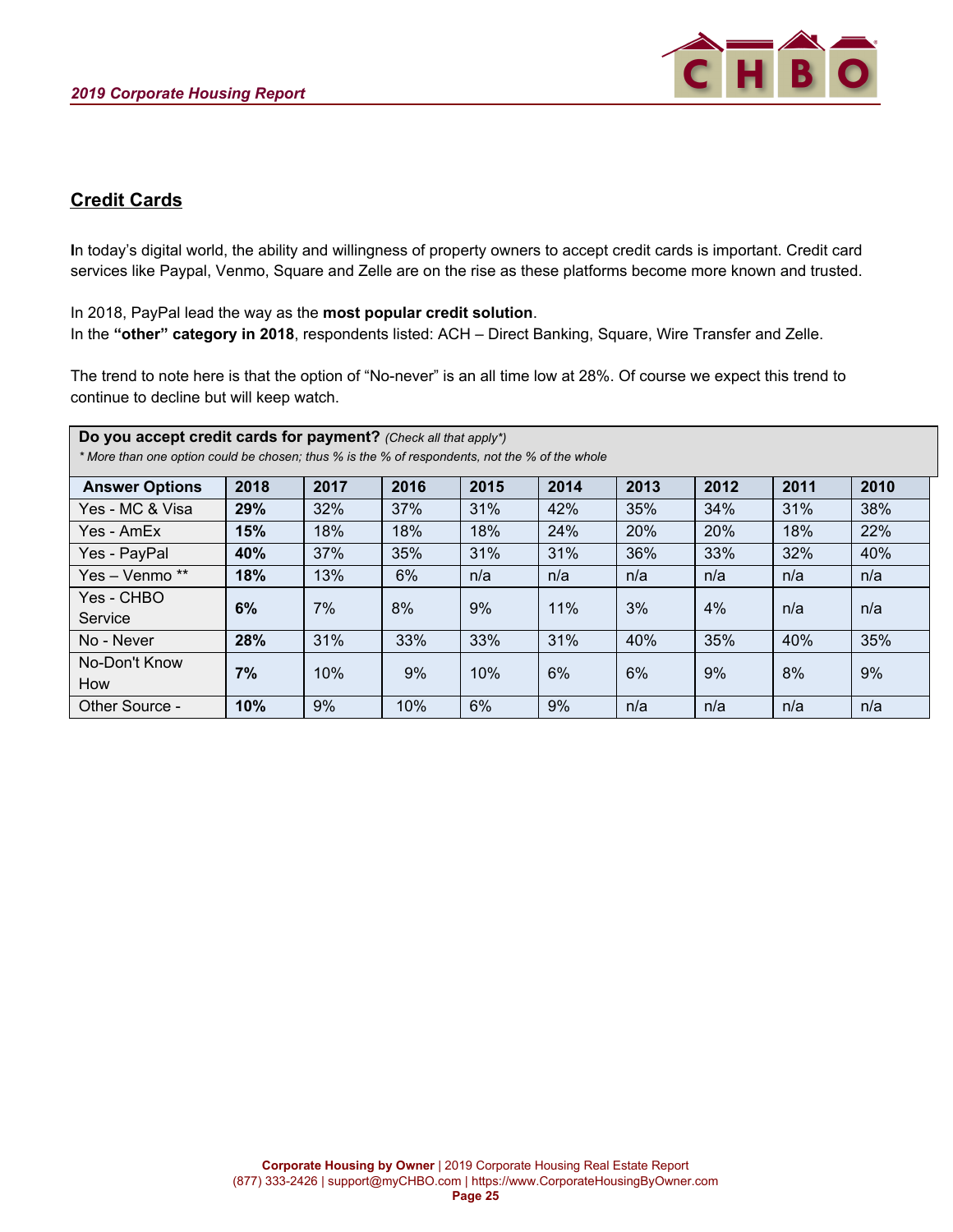## Credit Cards

**I**n today's digital world, the ability and willingness of property owners to accept credit cards is important. Credit card services like Paypal, Venmo, Square and Zelle are on the rise as these platforms become more known and trusted.

In 2018, PayPal lead the way as the **most popular credit solution**.
In the **"other" category in 2018**, respondents listed: ACH – Direct Banking, Square, Wire Transfer and Zelle.

The trend to note here is that the option of "No-never" is an all time low at 28%. Of course we expect this trend to continue to decline but will keep watch.

**Do you accept credit cards for payment?** *(Check all that apply\*)*
*\* More than one option could be chosen; thus % is the % of respondents, not the % of the whole*

| Answer Options | 2018 | 2017 | 2016 | 2015 | 2014 | 2013 | 2012 | 2011 | 2010 |
|---|---|---|---|---|---|---|---|---|---|
| Yes - MC & Visa | **29%** | 32% | 37% | 31% | 42% | 35% | 34% | 31% | 38% |
| Yes - AmEx | **15%** | 18% | 18% | 18% | 24% | 20% | 20% | 18% | 22% |
| Yes - PayPal | **40%** | 37% | 35% | 31% | 31% | 36% | 33% | 32% | 40% |
| Yes – Venmo ** | **18%** | 13% | 6% | n/a | n/a | n/a | n/a | n/a | n/a |
| Yes - CHBO Service | **6%** | 7% | 8% | 9% | 11% | 3% | 4% | n/a | n/a |
| No - Never | **28%** | 31% | 33% | 33% | 31% | 40% | 35% | 40% | 35% |
| No-Don't Know How | **7%** | 10% | 9% | 10% | 6% | 6% | 9% | 8% | 9% |
| Other Source - | **10%** | 9% | 10% | 6% | 9% | n/a | n/a | n/a | n/a |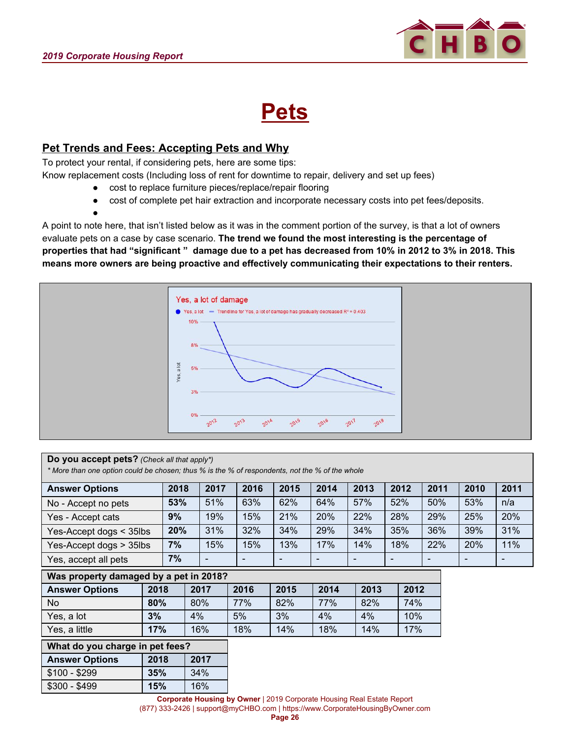# Pets

## Pet Trends and Fees: Accepting Pets and Why

To protect your rental, if considering pets, here are some tips:

Know replacement costs (Including loss of rent for downtime to repair, delivery and set up fees)

- cost to replace furniture pieces/replace/repair flooring
- cost of complete pet hair extraction and incorporate necessary costs into pet fees/deposits.
- 

A point to note here, that isn't listed below as it was in the comment portion of the survey, is that a lot of owners evaluate pets on a case by case scenario. **The trend we found the most interesting is the percentage of properties that had "significant " damage due to a pet has decreased from 10% in 2012 to 3% in 2018. This means more owners are being proactive and effectively communicating their expectations to their renters.**

Yes, a lot of damage

Yes, a lot — Trendline for Yes, a lot of damage has gradually decreased $R^2 = 0.403$

| | 2012 | 2013 | 2014 | 2015 | 2016 | 2017 | 2018 |
|---|---|---|---|---|---|---|---|
| Yes, a lot | 10% | 4% | 4% | 3% | 5% | 4% | 3% |

**Do you accept pets?** *(Check all that apply\*)*

*\* More than one option could be chosen; thus % is the % of respondents, not the % of the whole*

| Answer Options | 2018 | 2017 | 2016 | 2015 | 2014 | 2013 | 2012 | 2011 | 2010 | 2011 |
|---|---|---|---|---|---|---|---|---|---|---|
| No - Accept no pets | **53%** | 51% | 63% | 62% | 64% | 57% | 52% | 50% | 53% | n/a |
| Yes - Accept cats | **9%** | 19% | 15% | 21% | 20% | 22% | 28% | 29% | 25% | 20% |
| Yes-Accept dogs < 35lbs | **20%** | 31% | 32% | 34% | 29% | 34% | 35% | 36% | 39% | 31% |
| Yes-Accept dogs > 35lbs | **7%** | 15% | 15% | 13% | 17% | 14% | 18% | 22% | 20% | 11% |
| Yes, accept all pets | **7%** | - | - | - | - | - | - | - | - | - |

**Was property damaged by a pet in 2018?**

| Answer Options | 2018 | 2017 | 2016 | 2015 | 2014 | 2013 | 2012 |
|---|---|---|---|---|---|---|---|
| No | **80%** | 80% | 77% | 82% | 77% | 82% | 74% |
| Yes, a lot | **3%** | 4% | 5% | 3% | 4% | 4% | 10% |
| Yes, a little | **17%** | 16% | 18% | 14% | 18% | 14% | 17% |

**What do you charge in pet fees?**

| Answer Options | 2018 | 2017 |
|---|---|---|
| \$100 - \$299 | **35%** | 34% |
| \$300 - \$499 | **15%** | 16% |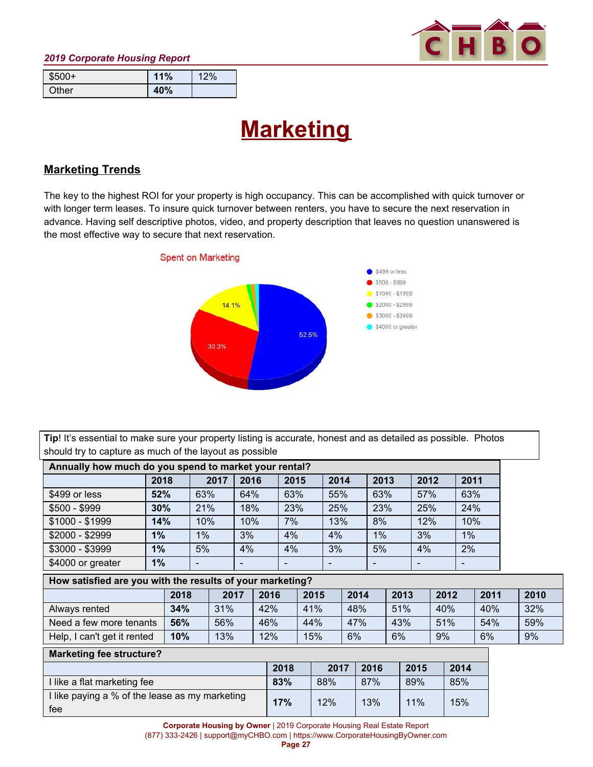| $500+ | **11%** | 12% |
|---|---|---|
| Other | **40%** | |

# Marketing

## Marketing Trends

The key to the highest ROI for your property is high occupancy. This can be accomplished with quick turnover or with longer term leases. To insure quick turnover between renters, you have to secure the next reservation in advance. Having self descriptive photos, video, and property description that leaves no question unanswered is the most effective way to secure that next reservation.

Spent on Marketing

- $499 or less: 52.5%
- $500 - $999: 30.3%
- $1000 - $1999: 14.1%
- $2000 - $2999
- $3000 - $3999
- $4000 or greater

**Tip**! It's essential to make sure your property listing is accurate, honest and as detailed as possible. Photos should try to capture as much of the layout as possible

| Annually how much do you spend to market your rental? | | | | | | | | |
|---|---|---|---|---|---|---|---|---|
| | 2018 | 2017 | 2016 | 2015 | 2014 | 2013 | 2012 | 2011 |
| $499 or less | **52%** | 63% | 64% | 63% | 55% | 63% | 57% | 63% |
| $500 - $999 | **30%** | 21% | 18% | 23% | 25% | 23% | 25% | 24% |
| $1000 - $1999 | **14%** | 10% | 10% | 7% | 13% | 8% | 12% | 10% |
| $2000 - $2999 | **1%** | 1% | 3% | 4% | 4% | 1% | 3% | 1% |
| $3000 - $3999 | **1%** | 5% | 4% | 4% | 3% | 5% | 4% | 2% |
| $4000 or greater | **1%** | - | - | - | - | - | - | - |

| How satisfied are you with the results of your marketing? | | | | | | | | | |
|---|---|---|---|---|---|---|---|---|---|
| | 2018 | 2017 | 2016 | 2015 | 2014 | 2013 | 2012 | 2011 | 2010 |
| Always rented | **34%** | 31% | 42% | 41% | 48% | 51% | 40% | 40% | 32% |
| Need a few more tenants | **56%** | 56% | 46% | 44% | 47% | 43% | 51% | 54% | 59% |
| Help, I can't get it rented | **10%** | 13% | 12% | 15% | 6% | 6% | 9% | 6% | 9% |

| Marketing fee structure? | | | | | |
|---|---|---|---|---|---|
| | 2018 | 2017 | 2016 | 2015 | 2014 |
| I like a flat marketing fee | **83%** | 88% | 87% | 89% | 85% |
| I like paying a % of the lease as my marketing fee | **17%** | 12% | 13% | 11% | 15% |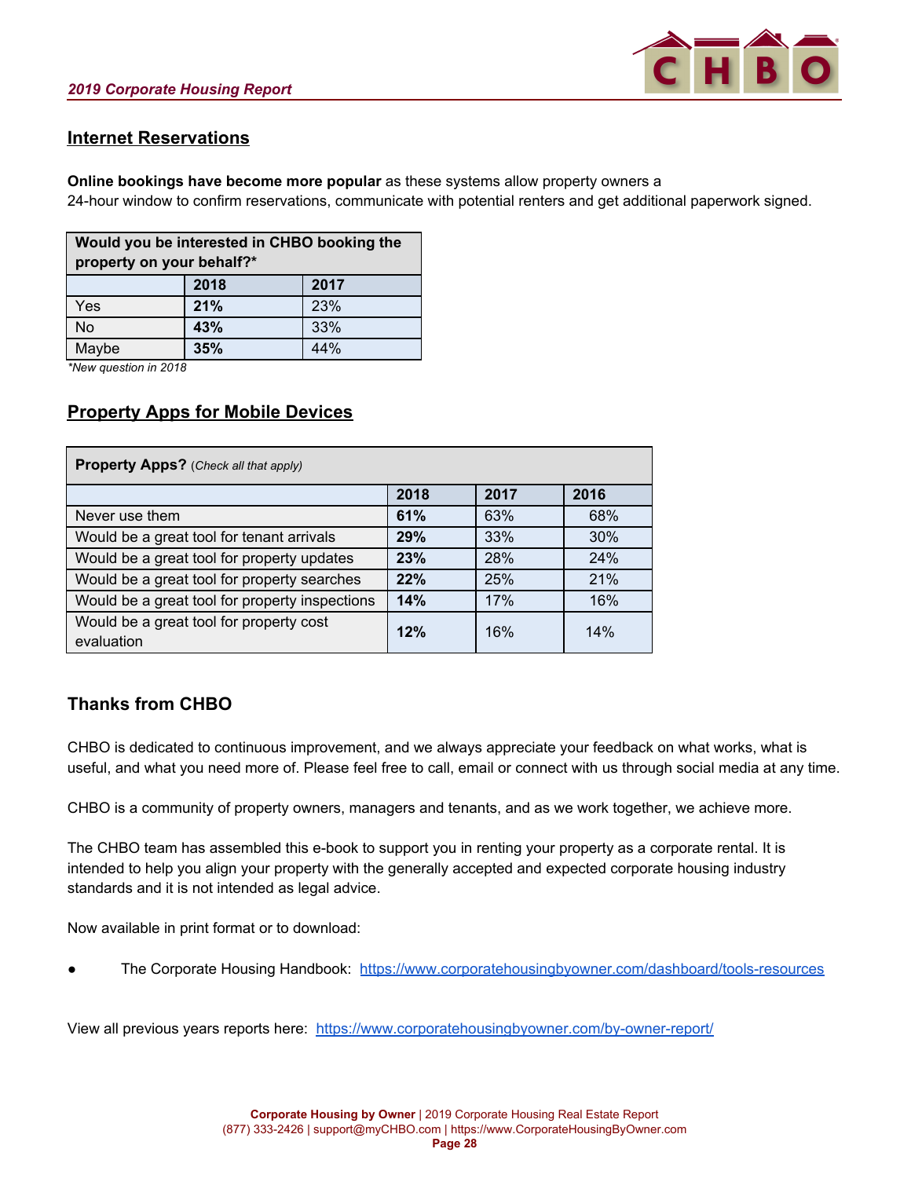## Internet Reservations

**Online bookings have become more popular** as these systems allow property owners a 24-hour window to confirm reservations, communicate with potential renters and get additional paperwork signed.

| Would you be interested in CHBO booking the property on your behalf?* | | |
|---|---|---|
| | **2018** | **2017** |
| Yes | **21%** | 23% |
| No | **43%** | 33% |
| Maybe | **35%** | 44% |

*\*New question in 2018*

## Property Apps for Mobile Devices

| **Property Apps?** (*Check all that apply*) | | | |
|---|---|---|---|
| | **2018** | **2017** | **2016** |
| Never use them | **61%** | 63% | 68% |
| Would be a great tool for tenant arrivals | **29%** | 33% | 30% |
| Would be a great tool for property updates | **23%** | 28% | 24% |
| Would be a great tool for property searches | **22%** | 25% | 21% |
| Would be a great tool for property inspections | **14%** | 17% | 16% |
| Would be a great tool for property cost evaluation | **12%** | 16% | 14% |

## Thanks from CHBO

CHBO is dedicated to continuous improvement, and we always appreciate your feedback on what works, what is useful, and what you need more of. Please feel free to call, email or connect with us through social media at any time.

CHBO is a community of property owners, managers and tenants, and as we work together, we achieve more.

The CHBO team has assembled this e-book to support you in renting your property as a corporate rental. It is intended to help you align your property with the generally accepted and expected corporate housing industry standards and it is not intended as legal advice.

Now available in print format or to download:

- The Corporate Housing Handbook: https://www.corporatehousingbyowner.com/dashboard/tools-resources

View all previous years reports here: https://www.corporatehousingbyowner.com/by-owner-report/